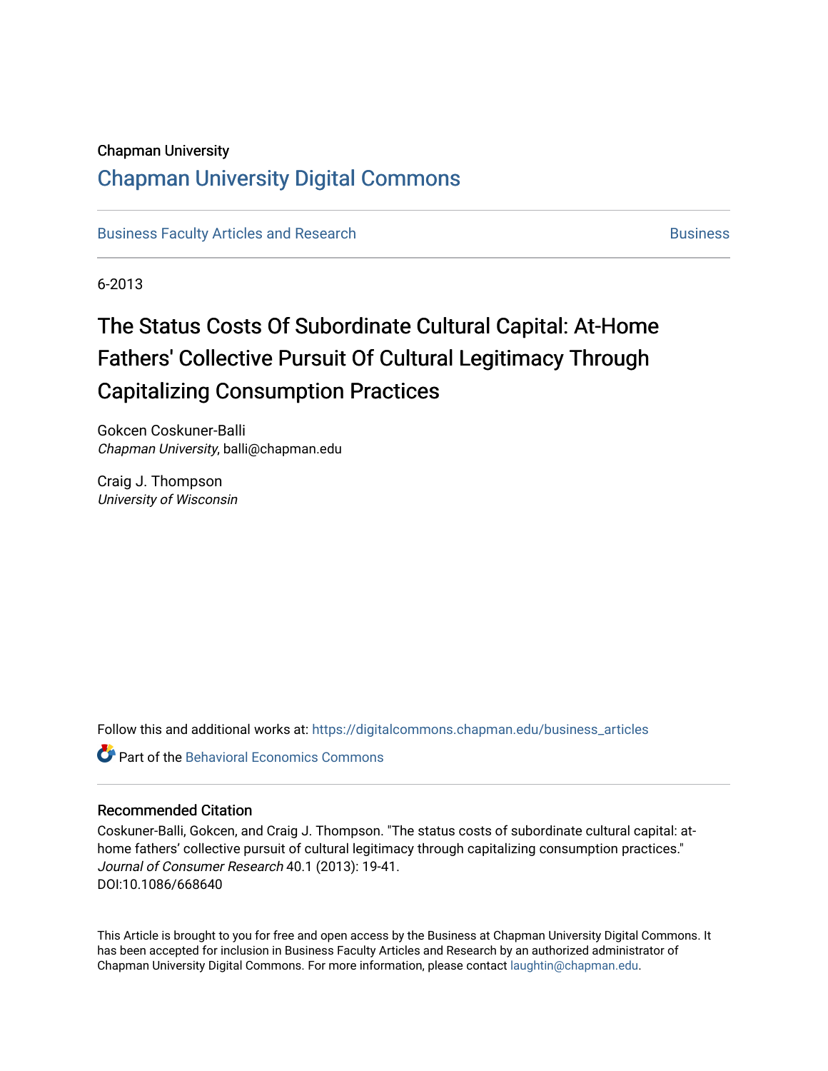Chapman University

## Chapman University Digital Commons

Business Faculty Articles and Research | Business

6-2013

# The Status Costs Of Subordinate Cultural Capital: At-Home Fathers' Collective Pursuit Of Cultural Legitimacy Through Capitalizing Consumption Practices

Gokcen Coskuner-Balli
*Chapman University*, balli@chapman.edu

Craig J. Thompson
*University of Wisconsin*

Follow this and additional works at: https://digitalcommons.chapman.edu/business_articles

Part of the Behavioral Economics Commons

### Recommended Citation

Coskuner-Balli, Gokcen, and Craig J. Thompson. "The status costs of subordinate cultural capital: at-home fathers' collective pursuit of cultural legitimacy through capitalizing consumption practices." *Journal of Consumer Research* 40.1 (2013): 19-41.
DOI:10.1086/668640

This Article is brought to you for free and open access by the Business at Chapman University Digital Commons. It has been accepted for inclusion in Business Faculty Articles and Research by an authorized administrator of Chapman University Digital Commons. For more information, please contact laughtin@chapman.edu.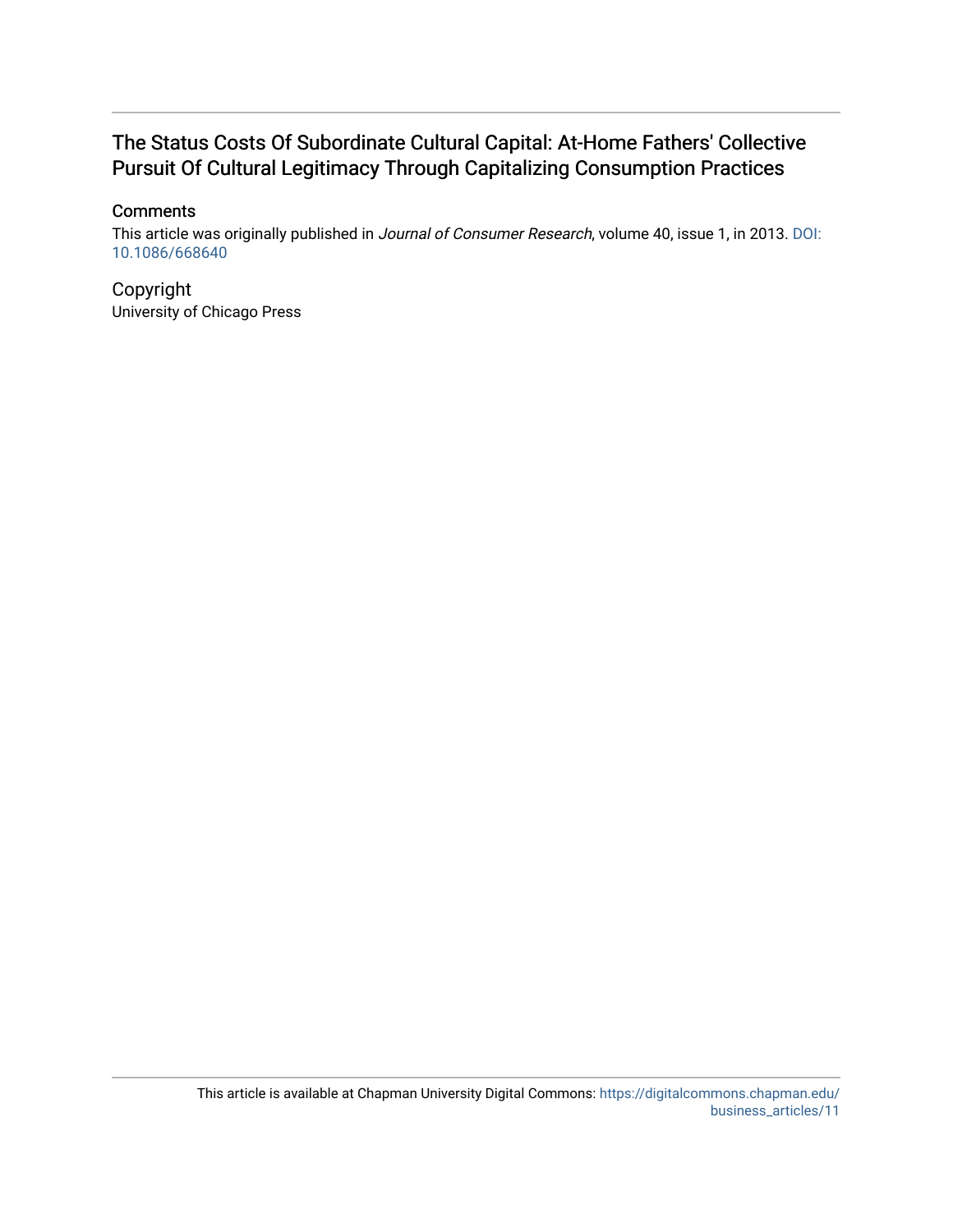# The Status Costs Of Subordinate Cultural Capital: At-Home Fathers' Collective Pursuit Of Cultural Legitimacy Through Capitalizing Consumption Practices

## Comments

This article was originally published in *Journal of Consumer Research*, volume 40, issue 1, in 2013. DOI: 10.1086/668640

## Copyright

University of Chicago Press

This article is available at Chapman University Digital Commons: https://digitalcommons.chapman.edu/business_articles/11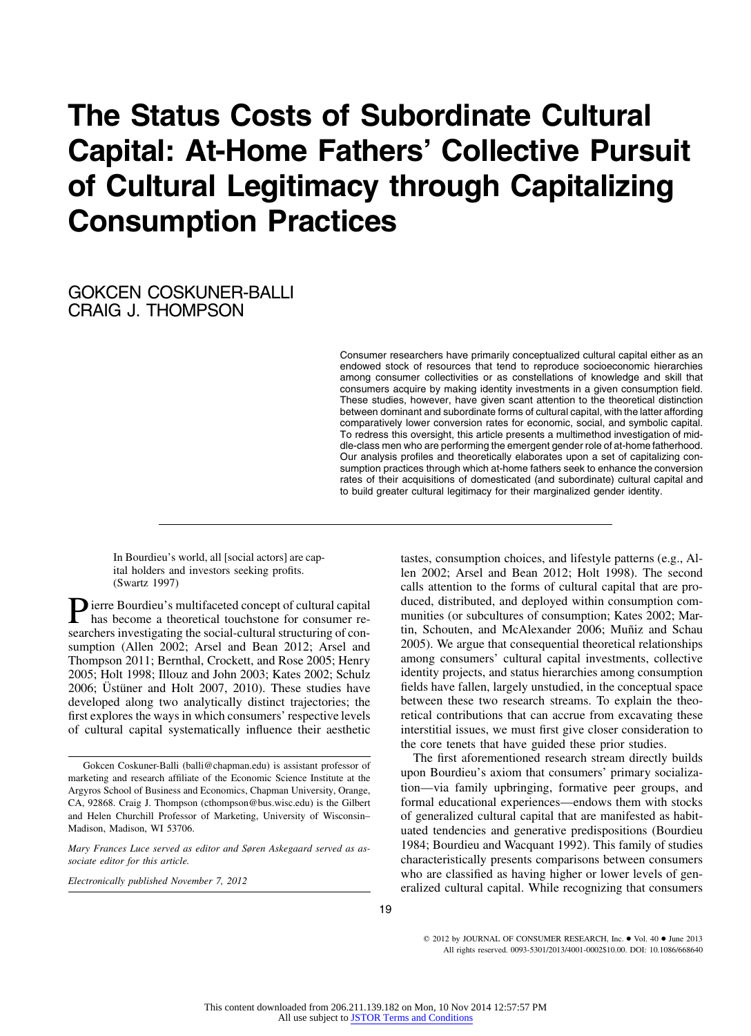# The Status Costs of Subordinate Cultural Capital: At-Home Fathers' Collective Pursuit of Cultural Legitimacy through Capitalizing Consumption Practices

GOKCEN COSKUNER-BALLI
CRAIG J. THOMPSON

Consumer researchers have primarily conceptualized cultural capital either as an endowed stock of resources that tend to reproduce socioeconomic hierarchies among consumer collectivities or as constellations of knowledge and skill that consumers acquire by making identity investments in a given consumption field. These studies, however, have given scant attention to the theoretical distinction between dominant and subordinate forms of cultural capital, with the latter affording comparatively lower conversion rates for economic, social, and symbolic capital. To redress this oversight, this article presents a multimethod investigation of middle-class men who are performing the emergent gender role of at-home fatherhood. Our analysis profiles and theoretically elaborates upon a set of capitalizing consumption practices through which at-home fathers seek to enhance the conversion rates of their acquisitions of domesticated (and subordinate) cultural capital and to build greater cultural legitimacy for their marginalized gender identity.

---

> In Bourdieu's world, all [social actors] are capital holders and investors seeking profits. (Swartz 1997)

Pierre Bourdieu's multifaceted concept of cultural capital has become a theoretical touchstone for consumer researchers investigating the social-cultural structuring of consumption (Allen 2002; Arsel and Bean 2012; Arsel and Thompson 2011; Bernthal, Crockett, and Rose 2005; Henry 2005; Holt 1998; Illouz and John 2003; Kates 2002; Schulz 2006; Üstüner and Holt 2007, 2010). These studies have developed along two analytically distinct trajectories; the first explores the ways in which consumers' respective levels of cultural capital systematically influence their aesthetic tastes, consumption choices, and lifestyle patterns (e.g., Allen 2002; Arsel and Bean 2012; Holt 1998). The second calls attention to the forms of cultural capital that are produced, distributed, and deployed within consumption communities (or subcultures of consumption; Kates 2002; Martin, Schouten, and McAlexander 2006; Muñiz and Schau 2005). We argue that consequential theoretical relationships among consumers' cultural capital investments, collective identity projects, and status hierarchies among consumption fields have fallen, largely unstudied, in the conceptual space between these two research streams. To explain the theoretical contributions that can accrue from excavating these interstitial issues, we must first give closer consideration to the core tenets that have guided these prior studies.

The first aforementioned research stream directly builds upon Bourdieu's axiom that consumers' primary socialization—via family upbringing, formative peer groups, and formal educational experiences—endows them with stocks of generalized cultural capital that are manifested as habituated tendencies and generative predispositions (Bourdieu 1984; Bourdieu and Wacquant 1992). This family of studies characteristically presents comparisons between consumers who are classified as having higher or lower levels of generalized cultural capital. While recognizing that consumers

---

Gokcen Coskuner-Balli (balli@chapman.edu) is assistant professor of marketing and research affiliate of the Economic Science Institute at the Argyros School of Business and Economics, Chapman University, Orange, CA, 92868. Craig J. Thompson (cthompson@bus.wisc.edu) is the Gilbert and Helen Churchill Professor of Marketing, University of Wisconsin–Madison, Madison, WI 53706.

*Mary Frances Luce served as editor and Søren Askegaard served as associate editor for this article.*

*Electronically published November 7, 2012*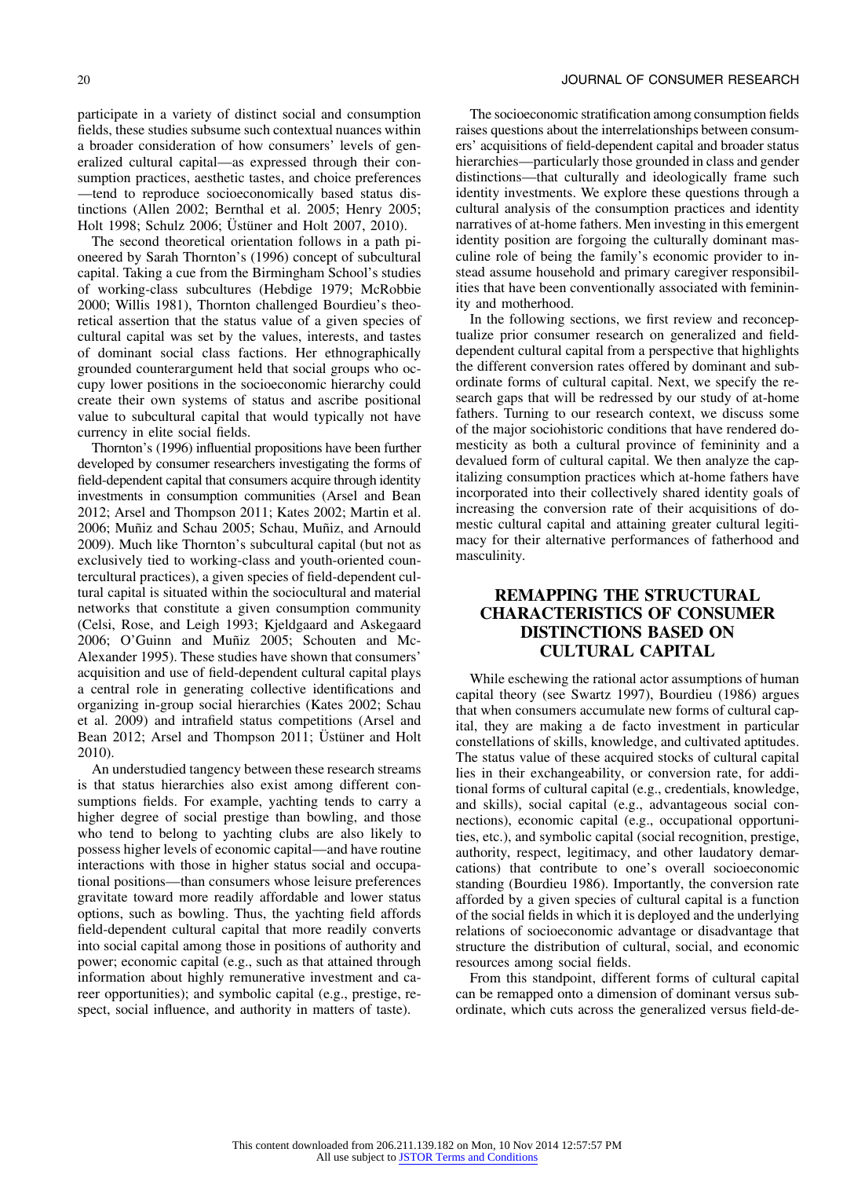participate in a variety of distinct social and consumption fields, these studies subsume such contextual nuances within a broader consideration of how consumers' levels of generalized cultural capital—as expressed through their consumption practices, aesthetic tastes, and choice preferences—tend to reproduce socioeconomically based status distinctions (Allen 2002; Bernthal et al. 2005; Henry 2005; Holt 1998; Schulz 2006; Üstüner and Holt 2007, 2010).

The second theoretical orientation follows in a path pioneered by Sarah Thornton's (1996) concept of subcultural capital. Taking a cue from the Birmingham School's studies of working-class subcultures (Hebdige 1979; McRobbie 2000; Willis 1981), Thornton challenged Bourdieu's theoretical assertion that the status value of a given species of cultural capital was set by the values, interests, and tastes of dominant social class factions. Her ethnographically grounded counterargument held that social groups who occupy lower positions in the socioeconomic hierarchy could create their own systems of status and ascribe positional value to subcultural capital that would typically not have currency in elite social fields.

Thornton's (1996) influential propositions have been further developed by consumer researchers investigating the forms of field-dependent capital that consumers acquire through identity investments in consumption communities (Arsel and Bean 2012; Arsel and Thompson 2011; Kates 2002; Martin et al. 2006; Muñiz and Schau 2005; Schau, Muñiz, and Arnould 2009). Much like Thornton's subcultural capital (but not as exclusively tied to working-class and youth-oriented countercultural practices), a given species of field-dependent cultural capital is situated within the sociocultural and material networks that constitute a given consumption community (Celsi, Rose, and Leigh 1993; Kjeldgaard and Askegaard 2006; O'Guinn and Muñiz 2005; Schouten and McAlexander 1995). These studies have shown that consumers' acquisition and use of field-dependent cultural capital plays a central role in generating collective identifications and organizing in-group social hierarchies (Kates 2002; Schau et al. 2009) and intrafield status competitions (Arsel and Bean 2012; Arsel and Thompson 2011; Üstüner and Holt 2010).

An understudied tangency between these research streams is that status hierarchies also exist among different consumptions fields. For example, yachting tends to carry a higher degree of social prestige than bowling, and those who tend to belong to yachting clubs are also likely to possess higher levels of economic capital—and have routine interactions with those in higher status social and occupational positions—than consumers whose leisure preferences gravitate toward more readily affordable and lower status options, such as bowling. Thus, the yachting field affords field-dependent cultural capital that more readily converts into social capital among those in positions of authority and power; economic capital (e.g., such as that attained through information about highly remunerative investment and career opportunities); and symbolic capital (e.g., prestige, respect, social influence, and authority in matters of taste).

The socioeconomic stratification among consumption fields raises questions about the interrelationships between consumers' acquisitions of field-dependent capital and broader status hierarchies—particularly those grounded in class and gender distinctions—that culturally and ideologically frame such identity investments. We explore these questions through a cultural analysis of the consumption practices and identity narratives of at-home fathers. Men investing in this emergent identity position are forgoing the culturally dominant masculine role of being the family's economic provider to instead assume household and primary caregiver responsibilities that have been conventionally associated with femininity and motherhood.

In the following sections, we first review and reconceptualize prior consumer research on generalized and field-dependent cultural capital from a perspective that highlights the different conversion rates offered by dominant and subordinate forms of cultural capital. Next, we specify the research gaps that will be redressed by our study of at-home fathers. Turning to our research context, we discuss some of the major sociohistoric conditions that have rendered domesticity as both a cultural province of femininity and a devalued form of cultural capital. We then analyze the capitalizing consumption practices which at-home fathers have incorporated into their collectively shared identity goals of increasing the conversion rate of their acquisitions of domestic cultural capital and attaining greater cultural legitimacy for their alternative performances of fatherhood and masculinity.

## REMAPPING THE STRUCTURAL CHARACTERISTICS OF CONSUMER DISTINCTIONS BASED ON CULTURAL CAPITAL

While eschewing the rational actor assumptions of human capital theory (see Swartz 1997), Bourdieu (1986) argues that when consumers accumulate new forms of cultural capital, they are making a de facto investment in particular constellations of skills, knowledge, and cultivated aptitudes. The status value of these acquired stocks of cultural capital lies in their exchangeability, or conversion rate, for additional forms of cultural capital (e.g., credentials, knowledge, and skills), social capital (e.g., advantageous social connections), economic capital (e.g., occupational opportunities, etc.), and symbolic capital (social recognition, prestige, authority, respect, legitimacy, and other laudatory demarcations) that contribute to one's overall socioeconomic standing (Bourdieu 1986). Importantly, the conversion rate afforded by a given species of cultural capital is a function of the social fields in which it is deployed and the underlying relations of socioeconomic advantage or disadvantage that structure the distribution of cultural, social, and economic resources among social fields.

From this standpoint, different forms of cultural capital can be remapped onto a dimension of dominant versus subordinate, which cuts across the generalized versus field-de-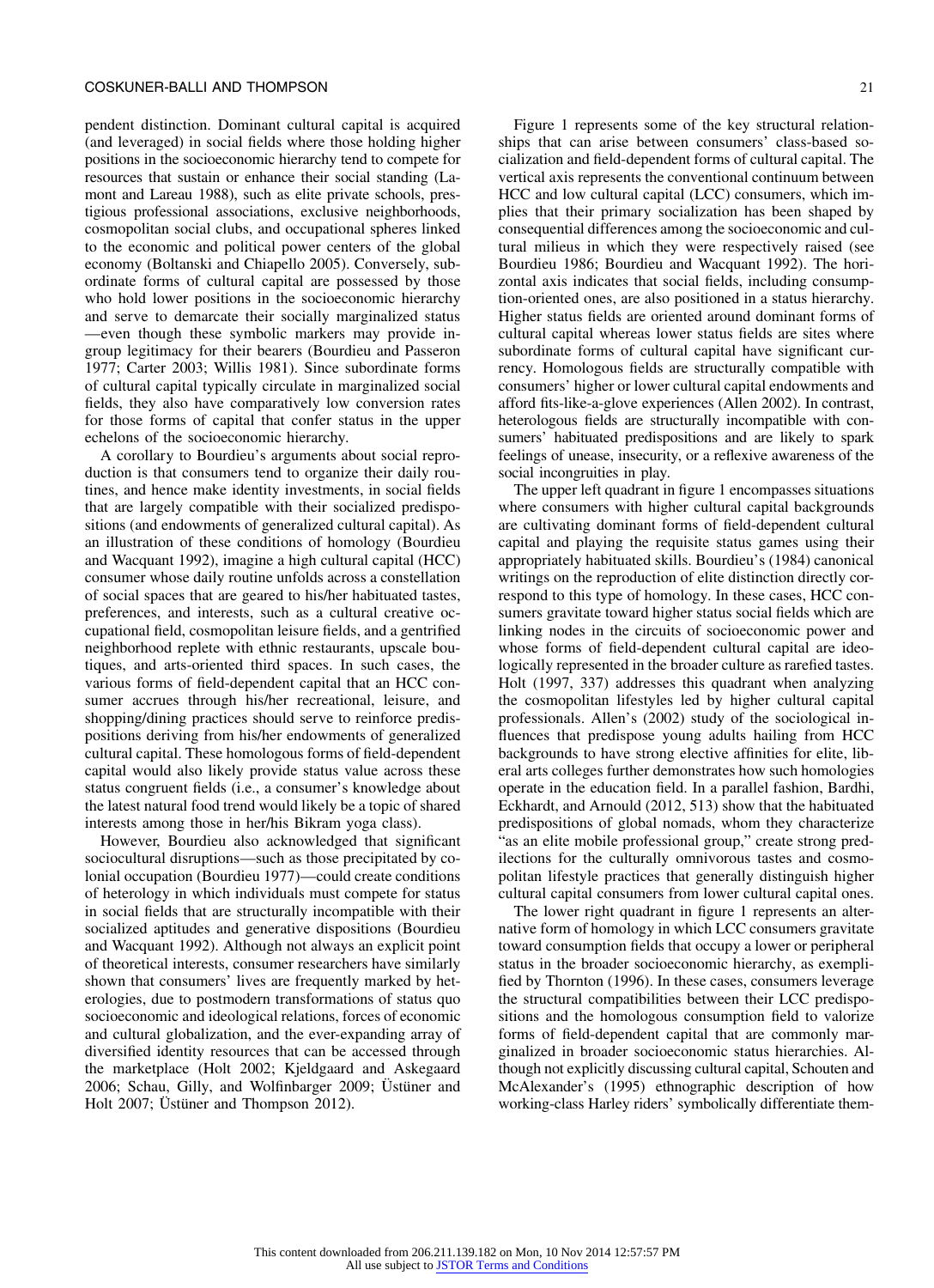pendent distinction. Dominant cultural capital is acquired (and leveraged) in social fields where those holding higher positions in the socioeconomic hierarchy tend to compete for resources that sustain or enhance their social standing (Lamont and Lareau 1988), such as elite private schools, prestigious professional associations, exclusive neighborhoods, cosmopolitan social clubs, and occupational spheres linked to the economic and political power centers of the global economy (Boltanski and Chiapello 2005). Conversely, subordinate forms of cultural capital are possessed by those who hold lower positions in the socioeconomic hierarchy and serve to demarcate their socially marginalized status —even though these symbolic markers may provide ingroup legitimacy for their bearers (Bourdieu and Passeron 1977; Carter 2003; Willis 1981). Since subordinate forms of cultural capital typically circulate in marginalized social fields, they also have comparatively low conversion rates for those forms of capital that confer status in the upper echelons of the socioeconomic hierarchy.

A corollary to Bourdieu's arguments about social reproduction is that consumers tend to organize their daily routines, and hence make identity investments, in social fields that are largely compatible with their socialized predispositions (and endowments of generalized cultural capital). As an illustration of these conditions of homology (Bourdieu and Wacquant 1992), imagine a high cultural capital (HCC) consumer whose daily routine unfolds across a constellation of social spaces that are geared to his/her habituated tastes, preferences, and interests, such as a cultural creative occupational field, cosmopolitan leisure fields, and a gentrified neighborhood replete with ethnic restaurants, upscale boutiques, and arts-oriented third spaces. In such cases, the various forms of field-dependent capital that an HCC consumer accrues through his/her recreational, leisure, and shopping/dining practices should serve to reinforce predispositions deriving from his/her endowments of generalized cultural capital. These homologous forms of field-dependent capital would also likely provide status value across these status congruent fields (i.e., a consumer's knowledge about the latest natural food trend would likely be a topic of shared interests among those in her/his Bikram yoga class).

However, Bourdieu also acknowledged that significant sociocultural disruptions—such as those precipitated by colonial occupation (Bourdieu 1977)—could create conditions of heterology in which individuals must compete for status in social fields that are structurally incompatible with their socialized aptitudes and generative dispositions (Bourdieu and Wacquant 1992). Although not always an explicit point of theoretical interests, consumer researchers have similarly shown that consumers' lives are frequently marked by heterologies, due to postmodern transformations of status quo socioeconomic and ideological relations, forces of economic and cultural globalization, and the ever-expanding array of diversified identity resources that can be accessed through the marketplace (Holt 2002; Kjeldgaard and Askegaard 2006; Schau, Gilly, and Wolfinbarger 2009; Üstüner and Holt 2007; Üstüner and Thompson 2012).

Figure 1 represents some of the key structural relationships that can arise between consumers' class-based socialization and field-dependent forms of cultural capital. The vertical axis represents the conventional continuum between HCC and low cultural capital (LCC) consumers, which implies that their primary socialization has been shaped by consequential differences among the socioeconomic and cultural milieus in which they were respectively raised (see Bourdieu 1986; Bourdieu and Wacquant 1992). The horizontal axis indicates that social fields, including consumption-oriented ones, are also positioned in a status hierarchy. Higher status fields are oriented around dominant forms of cultural capital whereas lower status fields are sites where subordinate forms of cultural capital have significant currency. Homologous fields are structurally compatible with consumers' higher or lower cultural capital endowments and afford fits-like-a-glove experiences (Allen 2002). In contrast, heterologous fields are structurally incompatible with consumers' habituated predispositions and are likely to spark feelings of unease, insecurity, or a reflexive awareness of the social incongruities in play.

The upper left quadrant in figure 1 encompasses situations where consumers with higher cultural capital backgrounds are cultivating dominant forms of field-dependent cultural capital and playing the requisite status games using their appropriately habituated skills. Bourdieu's (1984) canonical writings on the reproduction of elite distinction directly correspond to this type of homology. In these cases, HCC consumers gravitate toward higher status social fields which are linking nodes in the circuits of socioeconomic power and whose forms of field-dependent cultural capital are ideologically represented in the broader culture as rarefied tastes. Holt (1997, 337) addresses this quadrant when analyzing the cosmopolitan lifestyles led by higher cultural capital professionals. Allen's (2002) study of the sociological influences that predispose young adults hailing from HCC backgrounds to have strong elective affinities for elite, liberal arts colleges further demonstrates how such homologies operate in the education field. In a parallel fashion, Bardhi, Eckhardt, and Arnould (2012, 513) show that the habituated predispositions of global nomads, whom they characterize "as an elite mobile professional group," create strong predilections for the culturally omnivorous tastes and cosmopolitan lifestyle practices that generally distinguish higher cultural capital consumers from lower cultural capital ones.

The lower right quadrant in figure 1 represents an alternative form of homology in which LCC consumers gravitate toward consumption fields that occupy a lower or peripheral status in the broader socioeconomic hierarchy, as exemplified by Thornton (1996). In these cases, consumers leverage the structural compatibilities between their LCC predispositions and the homologous consumption field to valorize forms of field-dependent capital that are commonly marginalized in broader socioeconomic status hierarchies. Although not explicitly discussing cultural capital, Schouten and McAlexander's (1995) ethnographic description of how working-class Harley riders' symbolically differentiate them-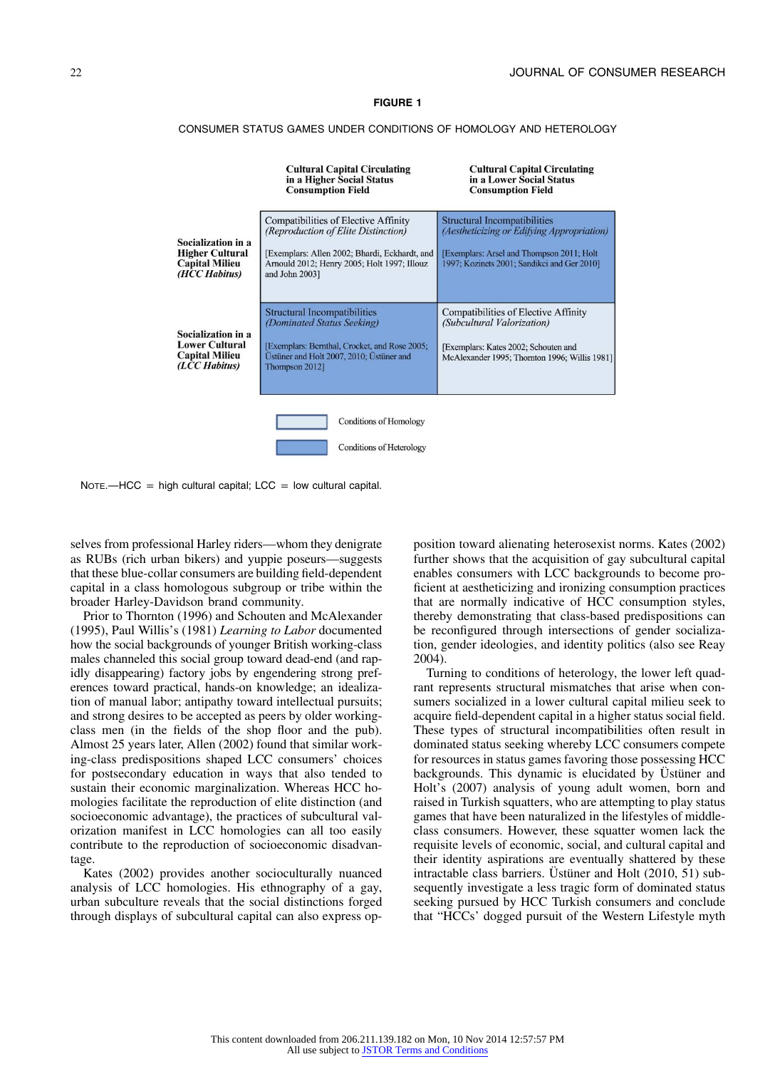**FIGURE 1**

CONSUMER STATUS GAMES UNDER CONDITIONS OF HOMOLOGY AND HETEROLOGY

| | **Cultural Capital Circulating in a Higher Social Status Consumption Field** | **Cultural Capital Circulating in a Lower Social Status Consumption Field** |
|---|---|---|
| **Socialization in a Higher Cultural Capital Milieu** ***(HCC Habitus)*** | Compatibilities of Elective Affinity *(Reproduction of Elite Distinction)* [Exemplars: Allen 2002; Bhardi, Eckhardt, and Arnould 2012; Henry 2005; Holt 1997; Illouz and John 2003] | Structural Incompatibilities *(Aestheticizing or Edifying Appropriation)* [Exemplars: Arsel and Thompson 2011; Holt 1997; Kozinets 2001; Sandikci and Ger 2010] |
| **Socialization in a Lower Cultural Capital Milieu** ***(LCC Habitus)*** | Structural Incompatibilities *(Dominated Status Seeking)* [Exemplars: Bernthal, Crocket, and Rose 2005; Üstüner and Holt 2007, 2010; Üstüner and Thompson 2012] | Compatibilities of Elective Affinity *(Subcultural Valorization)* [Exemplars: Kates 2002; Schouten and McAlexander 1995; Thornton 1996; Willis 1981] |

Legend: Conditions of Homology (light shading: upper left and lower right cells); Conditions of Heterology (dark shading: upper right and lower left cells)

NOTE.—HCC = high cultural capital; LCC = low cultural capital.

selves from professional Harley riders—whom they denigrate as RUBs (rich urban bikers) and yuppie poseurs—suggests that these blue-collar consumers are building field-dependent capital in a class homologous subgroup or tribe within the broader Harley-Davidson brand community.

Prior to Thornton (1996) and Schouten and McAlexander (1995), Paul Willis's (1981) *Learning to Labor* documented how the social backgrounds of younger British working-class males channeled this social group toward dead-end (and rapidly disappearing) factory jobs by engendering strong preferences toward practical, hands-on knowledge; an idealization of manual labor; antipathy toward intellectual pursuits; and strong desires to be accepted as peers by older working-class men (in the fields of the shop floor and the pub). Almost 25 years later, Allen (2002) found that similar working-class predispositions shaped LCC consumers' choices for postsecondary education in ways that also tended to sustain their economic marginalization. Whereas HCC homologies facilitate the reproduction of elite distinction (and socioeconomic advantage), the practices of subcultural valorization manifest in LCC homologies can all too easily contribute to the reproduction of socioeconomic disadvantage.

Kates (2002) provides another socioculturally nuanced analysis of LCC homologies. His ethnography of a gay, urban subculture reveals that the social distinctions forged through displays of subcultural capital can also express opposition toward alienating heterosexist norms. Kates (2002) further shows that the acquisition of gay subcultural capital enables consumers with LCC backgrounds to become proficient at aestheticizing and ironizing consumption practices that are normally indicative of HCC consumption styles, thereby demonstrating that class-based predispositions can be reconfigured through intersections of gender socialization, gender ideologies, and identity politics (also see Reay 2004).

Turning to conditions of heterology, the lower left quadrant represents structural mismatches that arise when consumers socialized in a lower cultural capital milieu seek to acquire field-dependent capital in a higher status social field. These types of structural incompatibilities often result in dominated status seeking whereby LCC consumers compete for resources in status games favoring those possessing HCC backgrounds. This dynamic is elucidated by Üstüner and Holt's (2007) analysis of young adult women, born and raised in Turkish squatters, who are attempting to play status games that have been naturalized in the lifestyles of middle-class consumers. However, these squatter women lack the requisite levels of economic, social, and cultural capital and their identity aspirations are eventually shattered by these intractable class barriers. Üstüner and Holt (2010, 51) subsequently investigate a less tragic form of dominated status seeking pursued by HCC Turkish consumers and conclude that "HCCs' dogged pursuit of the Western Lifestyle myth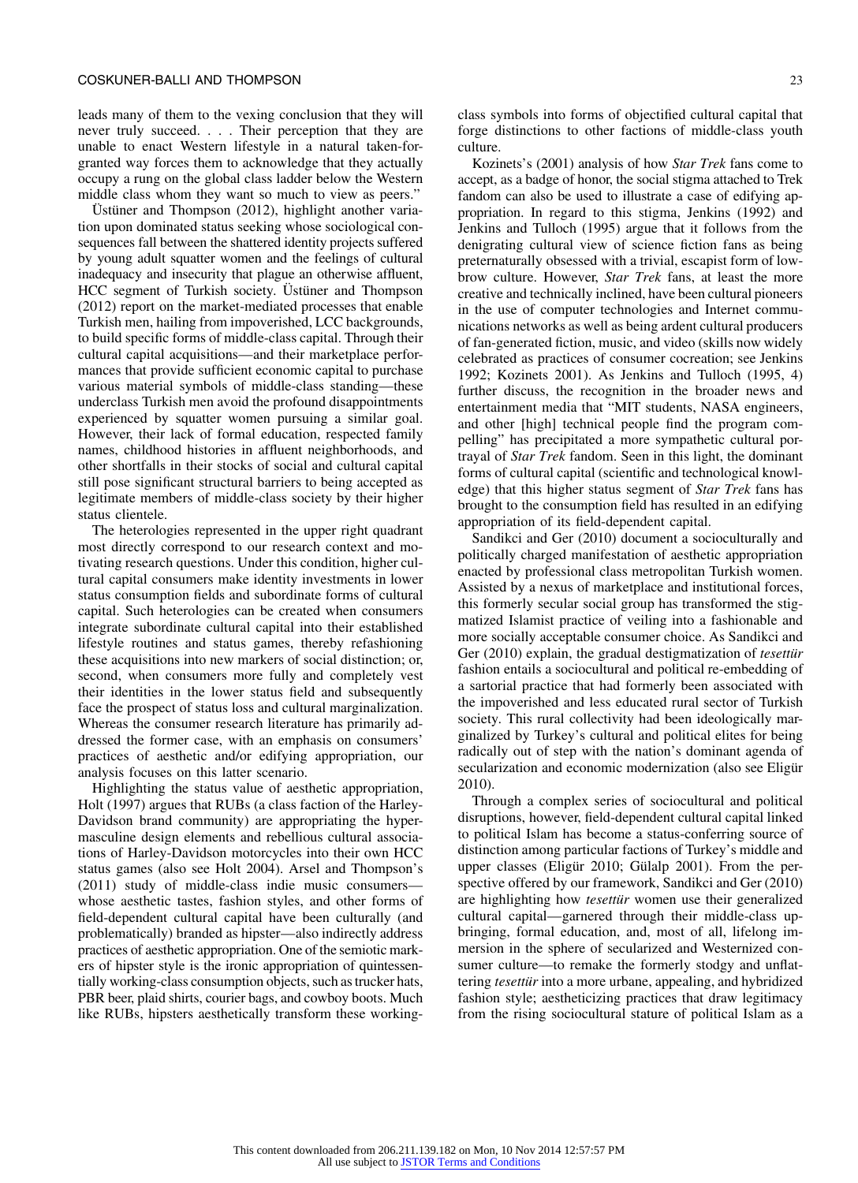leads many of them to the vexing conclusion that they will never truly succeed. . . . Their perception that they are unable to enact Western lifestyle in a natural taken-for-granted way forces them to acknowledge that they actually occupy a rung on the global class ladder below the Western middle class whom they want so much to view as peers."

Üstüner and Thompson (2012), highlight another variation upon dominated status seeking whose sociological consequences fall between the shattered identity projects suffered by young adult squatter women and the feelings of cultural inadequacy and insecurity that plague an otherwise affluent, HCC segment of Turkish society. Üstüner and Thompson (2012) report on the market-mediated processes that enable Turkish men, hailing from impoverished, LCC backgrounds, to build specific forms of middle-class capital. Through their cultural capital acquisitions—and their marketplace performances that provide sufficient economic capital to purchase various material symbols of middle-class standing—these underclass Turkish men avoid the profound disappointments experienced by squatter women pursuing a similar goal. However, their lack of formal education, respected family names, childhood histories in affluent neighborhoods, and other shortfalls in their stocks of social and cultural capital still pose significant structural barriers to being accepted as legitimate members of middle-class society by their higher status clientele.

The heterologies represented in the upper right quadrant most directly correspond to our research context and motivating research questions. Under this condition, higher cultural capital consumers make identity investments in lower status consumption fields and subordinate forms of cultural capital. Such heterologies can be created when consumers integrate subordinate cultural capital into their established lifestyle routines and status games, thereby refashioning these acquisitions into new markers of social distinction; or, second, when consumers more fully and completely vest their identities in the lower status field and subsequently face the prospect of status loss and cultural marginalization. Whereas the consumer research literature has primarily addressed the former case, with an emphasis on consumers' practices of aesthetic and/or edifying appropriation, our analysis focuses on this latter scenario.

Highlighting the status value of aesthetic appropriation, Holt (1997) argues that RUBs (a class faction of the Harley-Davidson brand community) are appropriating the hypermasculine design elements and rebellious cultural associations of Harley-Davidson motorcycles into their own HCC status games (also see Holt 2004). Arsel and Thompson's (2011) study of middle-class indie music consumers—whose aesthetic tastes, fashion styles, and other forms of field-dependent cultural capital have been culturally (and problematically) branded as hipster—also indirectly address practices of aesthetic appropriation. One of the semiotic markers of hipster style is the ironic appropriation of quintessentially working-class consumption objects, such as trucker hats, PBR beer, plaid shirts, courier bags, and cowboy boots. Much like RUBs, hipsters aesthetically transform these working-class symbols into forms of objectified cultural capital that forge distinctions to other factions of middle-class youth culture.

Kozinets's (2001) analysis of how *Star Trek* fans come to accept, as a badge of honor, the social stigma attached to Trek fandom can also be used to illustrate a case of edifying appropriation. In regard to this stigma, Jenkins (1992) and Jenkins and Tulloch (1995) argue that it follows from the denigrating cultural view of science fiction fans as being preternaturally obsessed with a trivial, escapist form of lowbrow culture. However, *Star Trek* fans, at least the more creative and technically inclined, have been cultural pioneers in the use of computer technologies and Internet communications networks as well as being ardent cultural producers of fan-generated fiction, music, and video (skills now widely celebrated as practices of consumer cocreation; see Jenkins 1992; Kozinets 2001). As Jenkins and Tulloch (1995, 4) further discuss, the recognition in the broader news and entertainment media that "MIT students, NASA engineers, and other [high] technical people find the program compelling" has precipitated a more sympathetic cultural portrayal of *Star Trek* fandom. Seen in this light, the dominant forms of cultural capital (scientific and technological knowledge) that this higher status segment of *Star Trek* fans has brought to the consumption field has resulted in an edifying appropriation of its field-dependent capital.

Sandikci and Ger (2010) document a socioculturally and politically charged manifestation of aesthetic appropriation enacted by professional class metropolitan Turkish women. Assisted by a nexus of marketplace and institutional forces, this formerly secular social group has transformed the stigmatized Islamist practice of veiling into a fashionable and more socially acceptable consumer choice. As Sandikci and Ger (2010) explain, the gradual destigmatization of *tesettür* fashion entails a sociocultural and political re-embedding of a sartorial practice that had formerly been associated with the impoverished and less educated rural sector of Turkish society. This rural collectivity had been ideologically marginalized by Turkey's cultural and political elites for being radically out of step with the nation's dominant agenda of secularization and economic modernization (also see Eligür 2010).

Through a complex series of sociocultural and political disruptions, however, field-dependent cultural capital linked to political Islam has become a status-conferring source of distinction among particular factions of Turkey's middle and upper classes (Eligür 2010; Gülalp 2001). From the perspective offered by our framework, Sandikci and Ger (2010) are highlighting how *tesettür* women use their generalized cultural capital—garnered through their middle-class upbringing, formal education, and, most of all, lifelong immersion in the sphere of secularized and Westernized consumer culture—to remake the formerly stodgy and unflattering *tesettür* into a more urbane, appealing, and hybridized fashion style; aestheticizing practices that draw legitimacy from the rising sociocultural stature of political Islam as a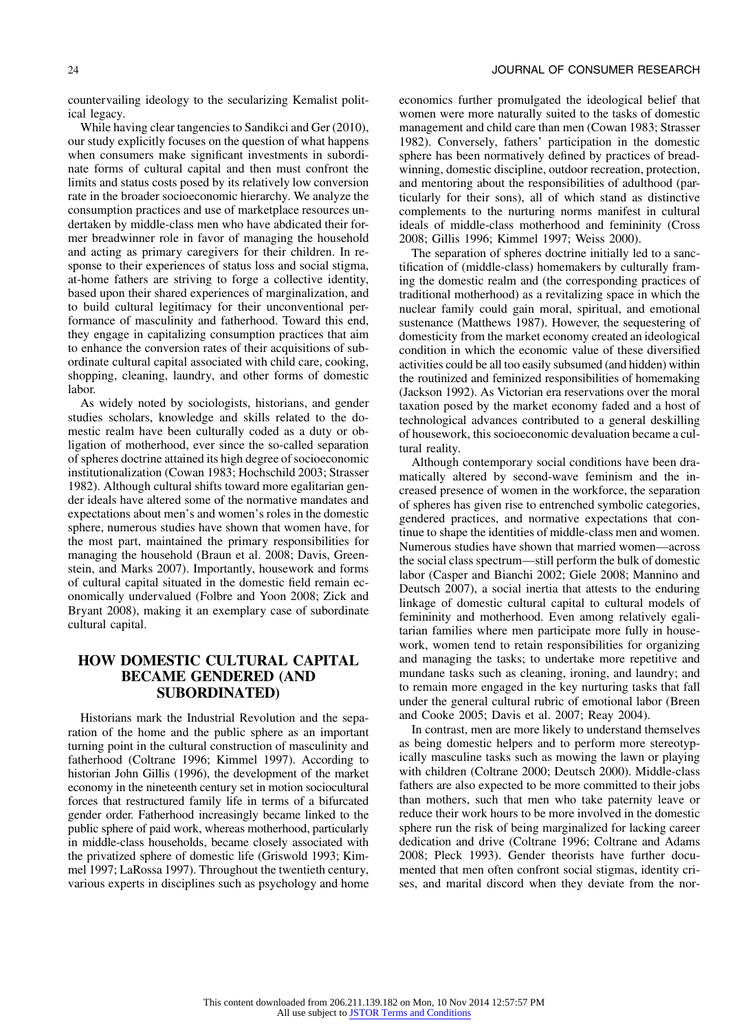countervailing ideology to the secularizing Kemalist political legacy.

While having clear tangencies to Sandikci and Ger (2010), our study explicitly focuses on the question of what happens when consumers make significant investments in subordinate forms of cultural capital and then must confront the limits and status costs posed by its relatively low conversion rate in the broader socioeconomic hierarchy. We analyze the consumption practices and use of marketplace resources undertaken by middle-class men who have abdicated their former breadwinner role in favor of managing the household and acting as primary caregivers for their children. In response to their experiences of status loss and social stigma, at-home fathers are striving to forge a collective identity, based upon their shared experiences of marginalization, and to build cultural legitimacy for their unconventional performance of masculinity and fatherhood. Toward this end, they engage in capitalizing consumption practices that aim to enhance the conversion rates of their acquisitions of subordinate cultural capital associated with child care, cooking, shopping, cleaning, laundry, and other forms of domestic labor.

As widely noted by sociologists, historians, and gender studies scholars, knowledge and skills related to the domestic realm have been culturally coded as a duty or obligation of motherhood, ever since the so-called separation of spheres doctrine attained its high degree of socioeconomic institutionalization (Cowan 1983; Hochschild 2003; Strasser 1982). Although cultural shifts toward more egalitarian gender ideals have altered some of the normative mandates and expectations about men's and women's roles in the domestic sphere, numerous studies have shown that women have, for the most part, maintained the primary responsibilities for managing the household (Braun et al. 2008; Davis, Greenstein, and Marks 2007). Importantly, housework and forms of cultural capital situated in the domestic field remain economically undervalued (Folbre and Yoon 2008; Zick and Bryant 2008), making it an exemplary case of subordinate cultural capital.

## HOW DOMESTIC CULTURAL CAPITAL BECAME GENDERED (AND SUBORDINATED)

Historians mark the Industrial Revolution and the separation of the home and the public sphere as an important turning point in the cultural construction of masculinity and fatherhood (Coltrane 1996; Kimmel 1997). According to historian John Gillis (1996), the development of the market economy in the nineteenth century set in motion sociocultural forces that restructured family life in terms of a bifurcated gender order. Fatherhood increasingly became linked to the public sphere of paid work, whereas motherhood, particularly in middle-class households, became closely associated with the privatized sphere of domestic life (Griswold 1993; Kimmel 1997; LaRossa 1997). Throughout the twentieth century, various experts in disciplines such as psychology and home economics further promulgated the ideological belief that women were more naturally suited to the tasks of domestic management and child care than men (Cowan 1983; Strasser 1982). Conversely, fathers' participation in the domestic sphere has been normatively defined by practices of breadwinning, domestic discipline, outdoor recreation, protection, and mentoring about the responsibilities of adulthood (particularly for their sons), all of which stand as distinctive complements to the nurturing norms manifest in cultural ideals of middle-class motherhood and femininity (Cross 2008; Gillis 1996; Kimmel 1997; Weiss 2000).

The separation of spheres doctrine initially led to a sanctification of (middle-class) homemakers by culturally framing the domestic realm (and the corresponding practices of traditional motherhood) as a revitalizing space in which the nuclear family could gain moral, spiritual, and emotional sustenance (Matthews 1987). However, the sequestering of domesticity from the market economy created an ideological condition in which the economic value of these diversified activities could be all too easily subsumed (and hidden) within the routinized and feminized responsibilities of homemaking (Jackson 1992). As Victorian era reservations over the moral taxation posed by the market economy faded and a host of technological advances contributed to a general deskilling of housework, this socioeconomic devaluation became a cultural reality.

Although contemporary social conditions have been dramatically altered by second-wave feminism and the increased presence of women in the workforce, the separation of spheres has given rise to entrenched symbolic categories, gendered practices, and normative expectations that continue to shape the identities of middle-class men and women. Numerous studies have shown that married women—across the social class spectrum—still perform the bulk of domestic labor (Casper and Bianchi 2002; Giele 2008; Mannino and Deutsch 2007), a social inertia that attests to the enduring linkage of domestic cultural capital to cultural models of femininity and motherhood. Even among relatively egalitarian families where men participate more fully in housework, women tend to retain responsibilities for organizing and managing the tasks; to undertake more repetitive and mundane tasks such as cleaning, ironing, and laundry; and to remain more engaged in the key nurturing tasks that fall under the general cultural rubric of emotional labor (Breen and Cooke 2005; Davis et al. 2007; Reay 2004).

In contrast, men are more likely to understand themselves as being domestic helpers and to perform more stereotypically masculine tasks such as mowing the lawn or playing with children (Coltrane 2000; Deutsch 2000). Middle-class fathers are also expected to be more committed to their jobs than mothers, such that men who take paternity leave or reduce their work hours to be more involved in the domestic sphere run the risk of being marginalized for lacking career dedication and drive (Coltrane 1996; Coltrane and Adams 2008; Pleck 1993). Gender theorists have further documented that men often confront social stigmas, identity crises, and marital discord when they deviate from the nor-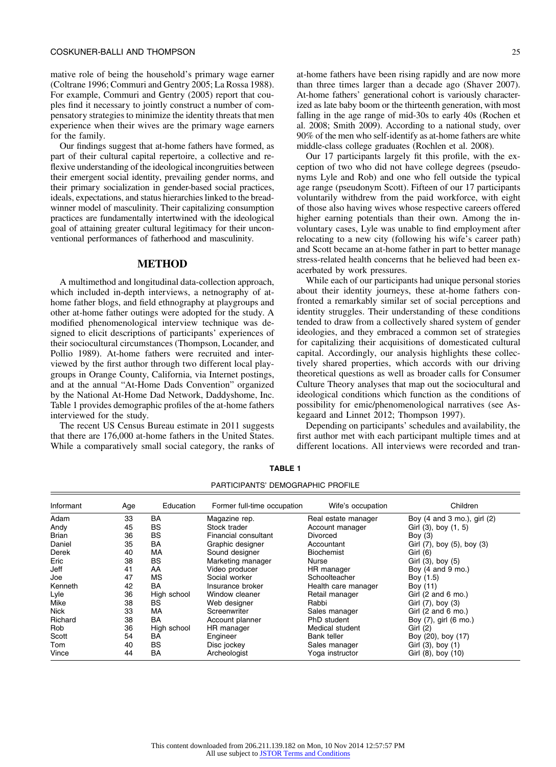mative role of being the household's primary wage earner (Coltrane 1996; Commuri and Gentry 2005; La Rossa 1988). For example, Commuri and Gentry (2005) report that couples find it necessary to jointly construct a number of compensatory strategies to minimize the identity threats that men experience when their wives are the primary wage earners for the family.

Our findings suggest that at-home fathers have formed, as part of their cultural capital repertoire, a collective and reflexive understanding of the ideological incongruities between their emergent social identity, prevailing gender norms, and their primary socialization in gender-based social practices, ideals, expectations, and status hierarchies linked to the breadwinner model of masculinity. Their capitalizing consumption practices are fundamentally intertwined with the ideological goal of attaining greater cultural legitimacy for their unconventional performances of fatherhood and masculinity.

## METHOD

A multimethod and longitudinal data-collection approach, which included in-depth interviews, a netnography of at-home father blogs, and field ethnography at playgroups and other at-home father outings were adopted for the study. A modified phenomenological interview technique was designed to elicit descriptions of participants' experiences of their sociocultural circumstances (Thompson, Locander, and Pollio 1989). At-home fathers were recruited and interviewed by the first author through two different local playgroups in Orange County, California, via Internet postings, and at the annual "At-Home Dads Convention" organized by the National At-Home Dad Network, Daddyshome, Inc. Table 1 provides demographic profiles of the at-home fathers interviewed for the study.

The recent US Census Bureau estimate in 2011 suggests that there are 176,000 at-home fathers in the United States. While a comparatively small social category, the ranks of at-home fathers have been rising rapidly and are now more than three times larger than a decade ago (Shaver 2007). At-home fathers' generational cohort is variously characterized as late baby boom or the thirteenth generation, with most falling in the age range of mid-30s to early 40s (Rochen et al. 2008; Smith 2009). According to a national study, over 90% of the men who self-identify as at-home fathers are white middle-class college graduates (Rochlen et al. 2008).

Our 17 participants largely fit this profile, with the exception of two who did not have college degrees (pseudonyms Lyle and Rob) and one who fell outside the typical age range (pseudonym Scott). Fifteen of our 17 participants voluntarily withdrew from the paid workforce, with eight of those also having wives whose respective careers offered higher earning potentials than their own. Among the involuntary cases, Lyle was unable to find employment after relocating to a new city (following his wife's career path) and Scott became an at-home father in part to better manage stress-related health concerns that he believed had been exacerbated by work pressures.

While each of our participants had unique personal stories about their identity journeys, these at-home fathers confronted a remarkably similar set of social perceptions and identity struggles. Their understanding of these conditions tended to draw from a collectively shared system of gender ideologies, and they embraced a common set of strategies for capitalizing their acquisitions of domesticated cultural capital. Accordingly, our analysis highlights these collectively shared properties, which accords with our driving theoretical questions as well as broader calls for Consumer Culture Theory analyses that map out the sociocultural and ideological conditions which function as the conditions of possibility for emic/phenomenological narratives (see Askegaard and Linnet 2012; Thompson 1997).

Depending on participants' schedules and availability, the first author met with each participant multiple times and at different locations. All interviews were recorded and tran-

**TABLE 1**

PARTICIPANTS' DEMOGRAPHIC PROFILE

| Informant | Age | Education | Former full-time occupation | Wife's occupation | Children |
|---|---|---|---|---|---|
| Adam | 33 | BA | Magazine rep. | Real estate manager | Boy (4 and 3 mo.), girl (2) |
| Andy | 45 | BS | Stock trader | Account manager | Girl (3), boy (1, 5) |
| Brian | 36 | BS | Financial consultant | Divorced | Boy (3) |
| Daniel | 35 | BA | Graphic designer | Accountant | Girl (7), boy (5), boy (3) |
| Derek | 40 | MA | Sound designer | Biochemist | Girl (6) |
| Eric | 38 | BS | Marketing manager | Nurse | Girl (3), boy (5) |
| Jeff | 41 | AA | Video producer | HR manager | Boy (4 and 9 mo.) |
| Joe | 47 | MS | Social worker | Schoolteacher | Boy (1.5) |
| Kenneth | 42 | BA | Insurance broker | Health care manager | Boy (11) |
| Lyle | 36 | High school | Window cleaner | Retail manager | Girl (2 and 6 mo.) |
| Mike | 38 | BS | Web designer | Rabbi | Girl (7), boy (3) |
| Nick | 33 | MA | Screenwriter | Sales manager | Girl (2 and 6 mo.) |
| Richard | 38 | BA | Account planner | PhD student | Boy (7), girl (6 mo.) |
| Rob | 36 | High school | HR manager | Medical student | Girl (2) |
| Scott | 54 | BA | Engineer | Bank teller | Boy (20), boy (17) |
| Tom | 40 | BS | Disc jockey | Sales manager | Girl (3), boy (1) |
| Vince | 44 | BA | Archeologist | Yoga instructor | Girl (8), boy (10) |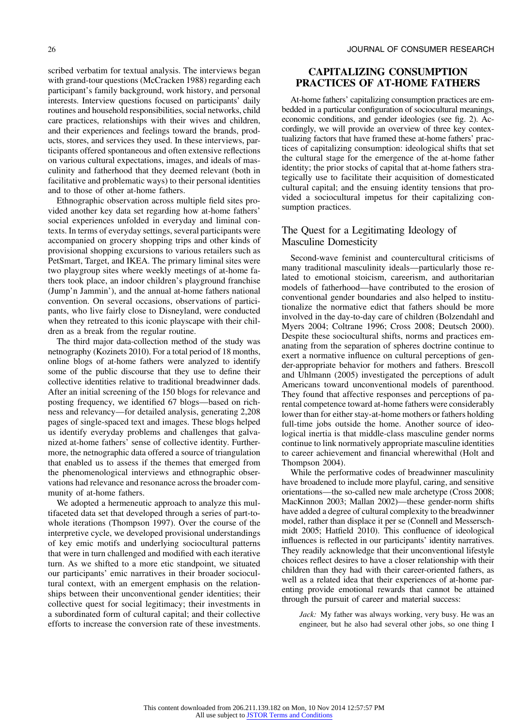scribed verbatim for textual analysis. The interviews began with grand-tour questions (McCracken 1988) regarding each participant's family background, work history, and personal interests. Interview questions focused on participants' daily routines and household responsibilities, social networks, child care practices, relationships with their wives and children, and their experiences and feelings toward the brands, products, stores, and services they used. In these interviews, participants offered spontaneous and often extensive reflections on various cultural expectations, images, and ideals of masculinity and fatherhood that they deemed relevant (both in facilitative and problematic ways) to their personal identities and to those of other at-home fathers.

Ethnographic observation across multiple field sites provided another key data set regarding how at-home fathers' social experiences unfolded in everyday and liminal contexts. In terms of everyday settings, several participants were accompanied on grocery shopping trips and other kinds of provisional shopping excursions to various retailers such as PetSmart, Target, and IKEA. The primary liminal sites were two playgroup sites where weekly meetings of at-home fathers took place, an indoor children's playground franchise (Jump'n Jammin'), and the annual at-home fathers national convention. On several occasions, observations of participants, who live fairly close to Disneyland, were conducted when they retreated to this iconic playscape with their children as a break from the regular routine.

The third major data-collection method of the study was netnography (Kozinets 2010). For a total period of 18 months, online blogs of at-home fathers were analyzed to identify some of the public discourse that they use to define their collective identities relative to traditional breadwinner dads. After an initial screening of the 150 blogs for relevance and posting frequency, we identified 67 blogs—based on richness and relevancy—for detailed analysis, generating 2,208 pages of single-spaced text and images. These blogs helped us identify everyday problems and challenges that galvanized at-home fathers' sense of collective identity. Furthermore, the netnographic data offered a source of triangulation that enabled us to assess if the themes that emerged from the phenomenological interviews and ethnographic observations had relevance and resonance across the broader community of at-home fathers.

We adopted a hermeneutic approach to analyze this multifaceted data set that developed through a series of part-to-whole iterations (Thompson 1997). Over the course of the interpretive cycle, we developed provisional understandings of key emic motifs and underlying sociocultural patterns that were in turn challenged and modified with each iterative turn. As we shifted to a more etic standpoint, we situated our participants' emic narratives in their broader sociocultural context, with an emergent emphasis on the relationships between their unconventional gender identities; their collective quest for social legitimacy; their investments in a subordinated form of cultural capital; and their collective efforts to increase the conversion rate of these investments.

## CAPITALIZING CONSUMPTION PRACTICES OF AT-HOME FATHERS

At-home fathers' capitalizing consumption practices are embedded in a particular configuration of sociocultural meanings, economic conditions, and gender ideologies (see fig. 2). Accordingly, we will provide an overview of three key contextualizing factors that have framed these at-home fathers' practices of capitalizing consumption: ideological shifts that set the cultural stage for the emergence of the at-home father identity; the prior stocks of capital that at-home fathers strategically use to facilitate their acquisition of domesticated cultural capital; and the ensuing identity tensions that provided a sociocultural impetus for their capitalizing consumption practices.

### The Quest for a Legitimating Ideology of Masculine Domesticity

Second-wave feminist and countercultural criticisms of many traditional masculinity ideals—particularly those related to emotional stoicism, careerism, and authoritarian models of fatherhood—have contributed to the erosion of conventional gender boundaries and also helped to institutionalize the normative edict that fathers should be more involved in the day-to-day care of children (Bolzendahl and Myers 2004; Coltrane 1996; Cross 2008; Deutsch 2000). Despite these sociocultural shifts, norms and practices emanating from the separation of spheres doctrine continue to exert a normative influence on cultural perceptions of gender-appropriate behavior for mothers and fathers. Brescoll and Uhlmann (2005) investigated the perceptions of adult Americans toward unconventional models of parenthood. They found that affective responses and perceptions of parental competence toward at-home fathers were considerably lower than for either stay-at-home mothers or fathers holding full-time jobs outside the home. Another source of ideological inertia is that middle-class masculine gender norms continue to link normatively appropriate masculine identities to career achievement and financial wherewithal (Holt and Thompson 2004).

While the performative codes of breadwinner masculinity have broadened to include more playful, caring, and sensitive orientations—the so-called new male archetype (Cross 2008; MacKinnon 2003; Mallan 2002)—these gender-norm shifts have added a degree of cultural complexity to the breadwinner model, rather than displace it per se (Connell and Messerschmidt 2005; Hatfield 2010). This confluence of ideological influences is reflected in our participants' identity narratives. They readily acknowledge that their unconventional lifestyle choices reflect desires to have a closer relationship with their children than they had with their career-oriented fathers, as well as a related idea that their experiences of at-home parenting provide emotional rewards that cannot be attained through the pursuit of career and material success:

> *Jack:* My father was always working, very busy. He was an engineer, but he also had several other jobs, so one thing I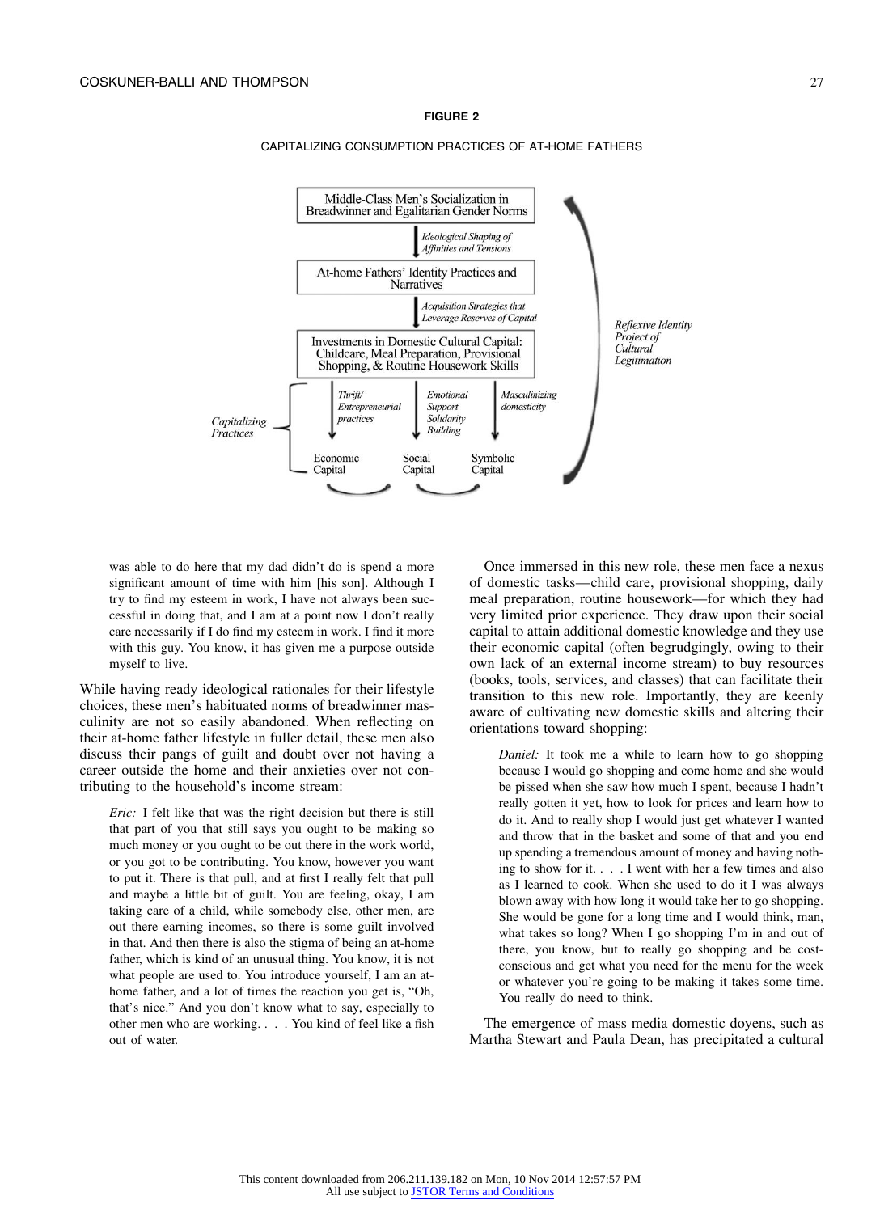**FIGURE 2**

CAPITALIZING CONSUMPTION PRACTICES OF AT-HOME FATHERS

Middle-Class Men's Socialization in Breadwinner and Egalitarian Gender Norms

*Ideological Shaping of Affinities and Tensions*

At-home Fathers' Identity Practices and Narratives

*Acquisition Strategies that Leverage Reserves of Capital*

Investments in Domestic Cultural Capital: Childcare, Meal Preparation, Provisional Shopping, & Routine Housework Skills

*Capitalizing Practices*

*Thrift/ Entrepreneurial practices*

*Emotional Support Solidarity Building*

*Masculinizing domesticity*

Economic Capital

Social Capital

Symbolic Capital

*Reflexive Identity Project of Cultural Legitimation*

> was able to do here that my dad didn't do is spend a more significant amount of time with him [his son]. Although I try to find my esteem in work, I have not always been successful in doing that, and I am at a point now I don't really care necessarily if I do find my esteem in work. I find it more with this guy. You know, it has given me a purpose outside myself to live.

While having ready ideological rationales for their lifestyle choices, these men's habituated norms of breadwinner masculinity are not so easily abandoned. When reflecting on their at-home father lifestyle in fuller detail, these men also discuss their pangs of guilt and doubt over not having a career outside the home and their anxieties over not contributing to the household's income stream:

> *Eric:* I felt like that was the right decision but there is still that part of you that still says you ought to be making so much money or you ought to be out there in the work world, or you got to be contributing. You know, however you want to put it. There is that pull, and at first I really felt that pull and maybe a little bit of guilt. You are feeling, okay, I am taking care of a child, while somebody else, other men, are out there earning incomes, so there is some guilt involved in that. And then there is also the stigma of being an at-home father, which is kind of an unusual thing. You know, it is not what people are used to. You introduce yourself, I am an at-home father, and a lot of times the reaction you get is, "Oh, that's nice." And you don't know what to say, especially to other men who are working. . . . You kind of feel like a fish out of water.

Once immersed in this new role, these men face a nexus of domestic tasks—child care, provisional shopping, daily meal preparation, routine housework—for which they had very limited prior experience. They draw upon their social capital to attain additional domestic knowledge and they use their economic capital (often begrudgingly, owing to their own lack of an external income stream) to buy resources (books, tools, services, and classes) that can facilitate their transition to this new role. Importantly, they are keenly aware of cultivating new domestic skills and altering their orientations toward shopping:

> *Daniel:* It took me a while to learn how to go shopping because I would go shopping and come home and she would be pissed when she saw how much I spent, because I hadn't really gotten it yet, how to look for prices and learn how to do it. And to really shop I would just get whatever I wanted and throw that in the basket and some of that and you end up spending a tremendous amount of money and having nothing to show for it. . . . I went with her a few times and also as I learned to cook. When she used to do it I was always blown away with how long it would take her to go shopping. She would be gone for a long time and I would think, man, what takes so long? When I go shopping I'm in and out of there, you know, but to really go shopping and be cost-conscious and get what you need for the menu for the week or whatever you're going to be making it takes some time. You really do need to think.

The emergence of mass media domestic doyens, such as Martha Stewart and Paula Dean, has precipitated a cultural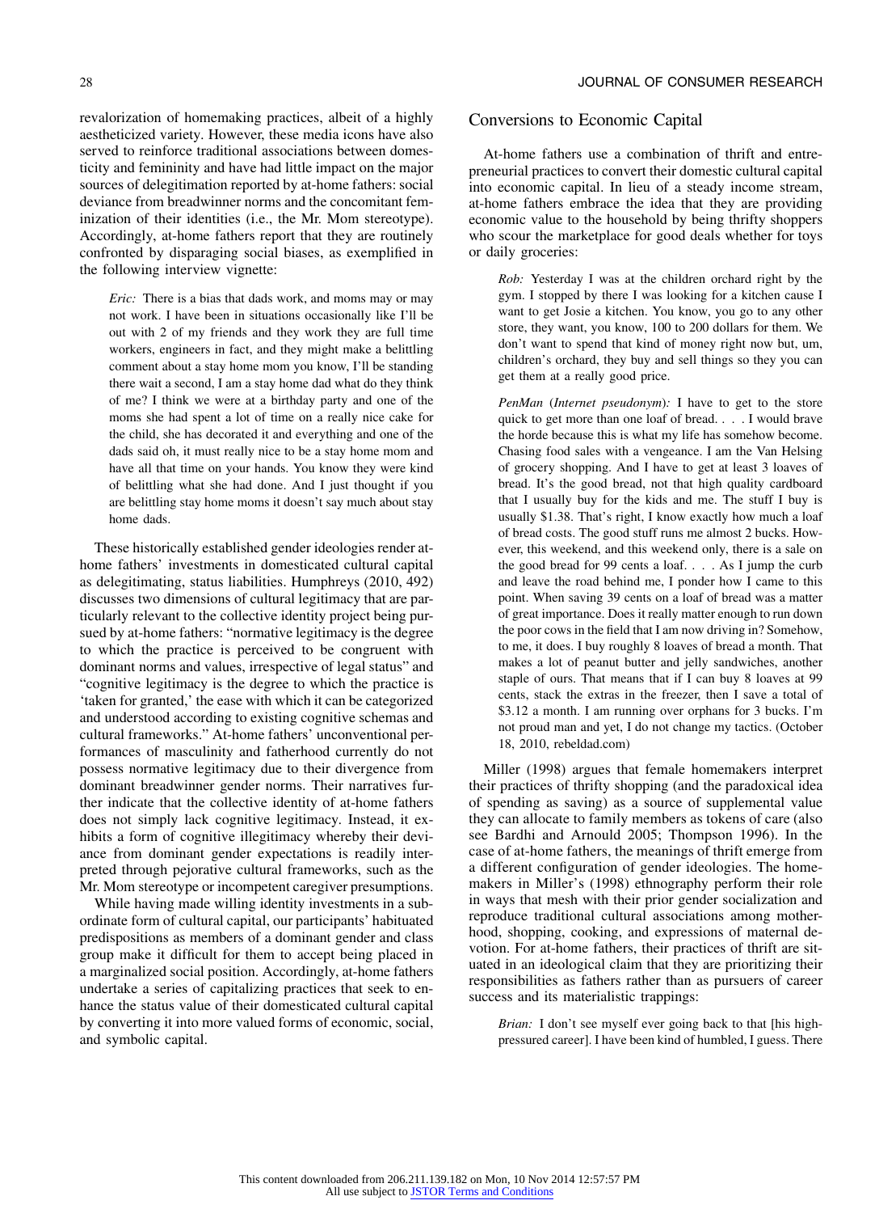revalorization of homemaking practices, albeit of a highly aestheticized variety. However, these media icons have also served to reinforce traditional associations between domesticity and femininity and have had little impact on the major sources of delegitimation reported by at-home fathers: social deviance from breadwinner norms and the concomitant feminization of their identities (i.e., the Mr. Mom stereotype). Accordingly, at-home fathers report that they are routinely confronted by disparaging social biases, as exemplified in the following interview vignette:

> *Eric:* There is a bias that dads work, and moms may or may not work. I have been in situations occasionally like I'll be out with 2 of my friends and they work they are full time workers, engineers in fact, and they might make a belittling comment about a stay home mom you know, I'll be standing there wait a second, I am a stay home dad what do they think of me? I think we were at a birthday party and one of the moms she had spent a lot of time on a really nice cake for the child, she has decorated it and everything and one of the dads said oh, it must really nice to be a stay home mom and have all that time on your hands. You know they were kind of belittling what she had done. And I just thought if you are belittling stay home moms it doesn't say much about stay home dads.

These historically established gender ideologies render at-home fathers' investments in domesticated cultural capital as delegitimating, status liabilities. Humphreys (2010, 492) discusses two dimensions of cultural legitimacy that are particularly relevant to the collective identity project being pursued by at-home fathers: "normative legitimacy is the degree to which the practice is perceived to be congruent with dominant norms and values, irrespective of legal status" and "cognitive legitimacy is the degree to which the practice is 'taken for granted,' the ease with which it can be categorized and understood according to existing cognitive schemas and cultural frameworks." At-home fathers' unconventional performances of masculinity and fatherhood currently do not possess normative legitimacy due to their divergence from dominant breadwinner gender norms. Their narratives further indicate that the collective identity of at-home fathers does not simply lack cognitive legitimacy. Instead, it exhibits a form of cognitive illegitimacy whereby their deviance from dominant gender expectations is readily interpreted through pejorative cultural frameworks, such as the Mr. Mom stereotype or incompetent caregiver presumptions.

While having made willing identity investments in a subordinate form of cultural capital, our participants' habituated predispositions as members of a dominant gender and class group make it difficult for them to accept being placed in a marginalized social position. Accordingly, at-home fathers undertake a series of capitalizing practices that seek to enhance the status value of their domesticated cultural capital by converting it into more valued forms of economic, social, and symbolic capital.

## Conversions to Economic Capital

At-home fathers use a combination of thrift and entrepreneurial practices to convert their domestic cultural capital into economic capital. In lieu of a steady income stream, at-home fathers embrace the idea that they are providing economic value to the household by being thrifty shoppers who scour the marketplace for good deals whether for toys or daily groceries:

> *Rob:* Yesterday I was at the children orchard right by the gym. I stopped by there I was looking for a kitchen cause I want to get Josie a kitchen. You know, you go to any other store, they want, you know, 100 to 200 dollars for them. We don't want to spend that kind of money right now but, um, children's orchard, they buy and sell things so they you can get them at a really good price.

> *PenMan* (*Internet pseudonym*)*:* I have to get to the store quick to get more than one loaf of bread. . . . I would brave the horde because this is what my life has somehow become. Chasing food sales with a vengeance. I am the Van Helsing of grocery shopping. And I have to get at least 3 loaves of bread. It's the good bread, not that high quality cardboard that I usually buy for the kids and me. The stuff I buy is usually $1.38. That's right, I know exactly how much a loaf of bread costs. The good stuff runs me almost 2 bucks. However, this weekend, and this weekend only, there is a sale on the good bread for 99 cents a loaf. . . . As I jump the curb and leave the road behind me, I ponder how I came to this point. When saving 39 cents on a loaf of bread was a matter of great importance. Does it really matter enough to run down the poor cows in the field that I am now driving in? Somehow, to me, it does. I buy roughly 8 loaves of bread a month. That makes a lot of peanut butter and jelly sandwiches, another staple of ours. That means that if I can buy 8 loaves at 99 cents, stack the extras in the freezer, then I save a total of $3.12 a month. I am running over orphans for 3 bucks. I'm not proud man and yet, I do not change my tactics. (October 18, 2010, rebeldad.com)

Miller (1998) argues that female homemakers interpret their practices of thrifty shopping (and the paradoxical idea of spending as saving) as a source of supplemental value they can allocate to family members as tokens of care (also see Bardhi and Arnould 2005; Thompson 1996). In the case of at-home fathers, the meanings of thrift emerge from a different configuration of gender ideologies. The homemakers in Miller's (1998) ethnography perform their role in ways that mesh with their prior gender socialization and reproduce traditional cultural associations among motherhood, shopping, cooking, and expressions of maternal devotion. For at-home fathers, their practices of thrift are situated in an ideological claim that they are prioritizing their responsibilities as fathers rather than as pursuers of career success and its materialistic trappings:

> *Brian:* I don't see myself ever going back to that [his high-pressured career]. I have been kind of humbled, I guess. There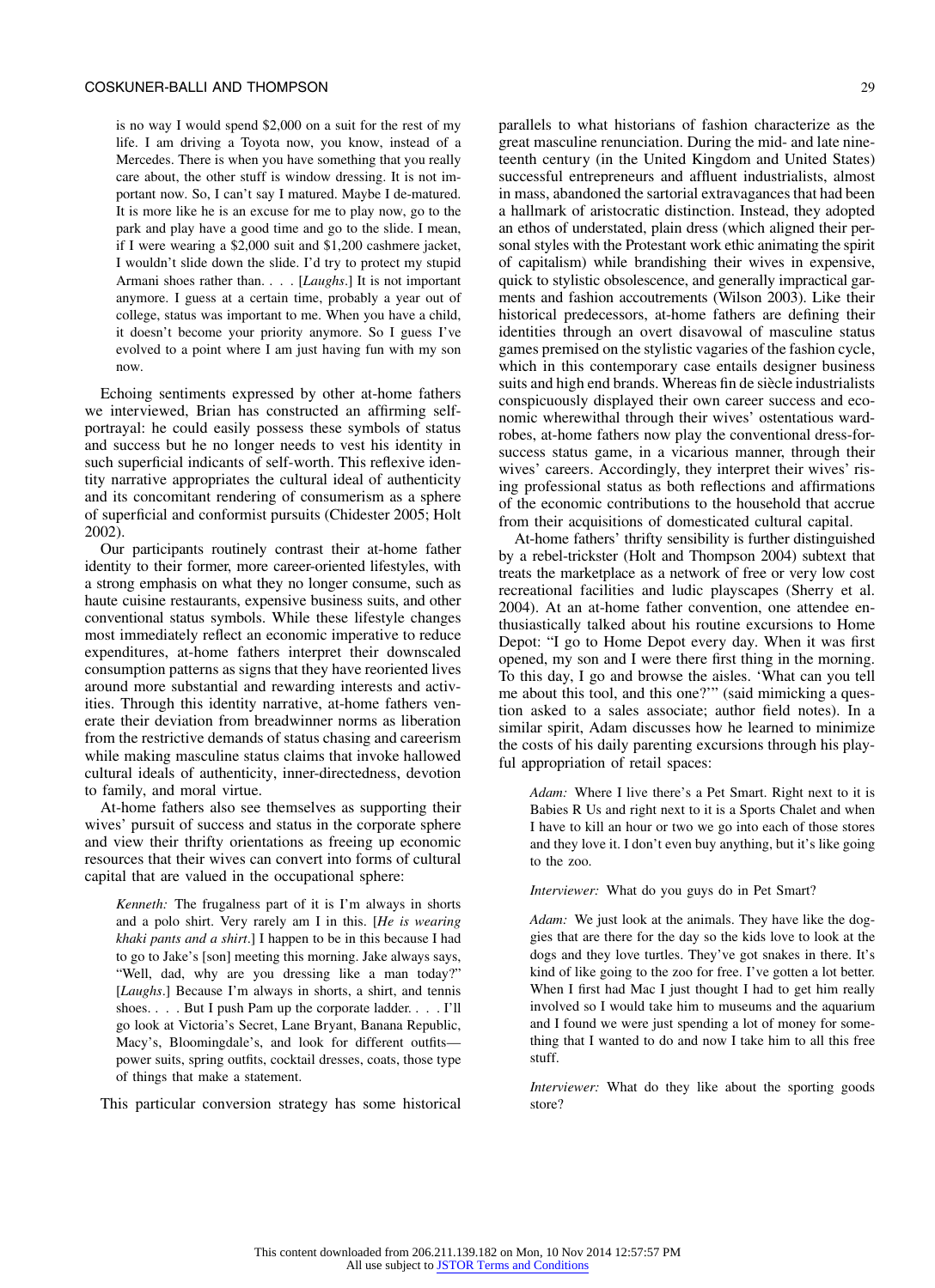is no way I would spend $2,000 on a suit for the rest of my life. I am driving a Toyota now, you know, instead of a Mercedes. There is when you have something that you really care about, the other stuff is window dressing. It is not important now. So, I can't say I matured. Maybe I de-matured. It is more like he is an excuse for me to play now, go to the park and play have a good time and go to the slide. I mean, if I were wearing a $2,000 suit and $1,200 cashmere jacket, I wouldn't slide down the slide. I'd try to protect my stupid Armani shoes rather than. . . . [*Laughs*.] It is not important anymore. I guess at a certain time, probably a year out of college, status was important to me. When you have a child, it doesn't become your priority anymore. So I guess I've evolved to a point where I am just having fun with my son now.

Echoing sentiments expressed by other at-home fathers we interviewed, Brian has constructed an affirming self-portrayal: he could easily possess these symbols of status and success but he no longer needs to vest his identity in such superficial indicants of self-worth. This reflexive identity narrative appropriates the cultural ideal of authenticity and its concomitant rendering of consumerism as a sphere of superficial and conformist pursuits (Chidester 2005; Holt 2002).

Our participants routinely contrast their at-home father identity to their former, more career-oriented lifestyles, with a strong emphasis on what they no longer consume, such as haute cuisine restaurants, expensive business suits, and other conventional status symbols. While these lifestyle changes most immediately reflect an economic imperative to reduce expenditures, at-home fathers interpret their downscaled consumption patterns as signs that they have reoriented lives around more substantial and rewarding interests and activities. Through this identity narrative, at-home fathers venerate their deviation from breadwinner norms as liberation from the restrictive demands of status chasing and careerism while making masculine status claims that invoke hallowed cultural ideals of authenticity, inner-directedness, devotion to family, and moral virtue.

At-home fathers also see themselves as supporting their wives' pursuit of success and status in the corporate sphere and view their thrifty orientations as freeing up economic resources that their wives can convert into forms of cultural capital that are valued in the occupational sphere:

> *Kenneth:* The frugalness part of it is I'm always in shorts and a polo shirt. Very rarely am I in this. [*He is wearing khaki pants and a shirt*.] I happen to be in this because I had to go to Jake's [son] meeting this morning. Jake always says, "Well, dad, why are you dressing like a man today?" [*Laughs*.] Because I'm always in shorts, a shirt, and tennis shoes. . . . But I push Pam up the corporate ladder. . . . I'll go look at Victoria's Secret, Lane Bryant, Banana Republic, Macy's, Bloomingdale's, and look for different outfits—power suits, spring outfits, cocktail dresses, coats, those type of things that make a statement.

This particular conversion strategy has some historical parallels to what historians of fashion characterize as the great masculine renunciation. During the mid- and late nineteenth century (in the United Kingdom and United States) successful entrepreneurs and affluent industrialists, almost in mass, abandoned the sartorial extravagances that had been a hallmark of aristocratic distinction. Instead, they adopted an ethos of understated, plain dress (which aligned their personal styles with the Protestant work ethic animating the spirit of capitalism) while brandishing their wives in expensive, quick to stylistic obsolescence, and generally impractical garments and fashion accoutrements (Wilson 2003). Like their historical predecessors, at-home fathers are defining their identities through an overt disavowal of masculine status games premised on the stylistic vagaries of the fashion cycle, which in this contemporary case entails designer business suits and high end brands. Whereas fin de siècle industrialists conspicuously displayed their own career success and economic wherewithal through their wives' ostentatious wardrobes, at-home fathers now play the conventional dress-for-success status game, in a vicarious manner, through their wives' careers. Accordingly, they interpret their wives' rising professional status as both reflections and affirmations of the economic contributions to the household that accrue from their acquisitions of domesticated cultural capital.

At-home-fathers' thrifty sensibility is further distinguished by a rebel-trickster (Holt and Thompson 2004) subtext that treats the marketplace as a network of free or very low cost recreational facilities and ludic playscapes (Sherry et al. 2004). At an at-home father convention, one attendee enthusiastically talked about his routine excursions to Home Depot: "I go to Home Depot every day. When it was first opened, my son and I were there first thing in the morning. To this day, I go and browse the aisles. 'What can you tell me about this tool, and this one?'" (said mimicking a question asked to a sales associate; author field notes). In a similar spirit, Adam discusses how he learned to minimize the costs of his daily parenting excursions through his playful appropriation of retail spaces:

> *Adam:* Where I live there's a Pet Smart. Right next to it is Babies R Us and right next to it is a Sports Chalet and when I have to kill an hour or two we go into each of those stores and they love it. I don't even buy anything, but it's like going to the zoo.
>
> *Interviewer:* What do you guys do in Pet Smart?
>
> *Adam:* We just look at the animals. They have like the doggies that are there for the day so the kids love to look at the dogs and they love turtles. They've got snakes in there. It's kind of like going to the zoo for free. I've gotten a lot better. When I first had Mac I just thought I had to get him really involved so I would take him to museums and the aquarium and I found we were just spending a lot of money for something that I wanted to do and now I take him to all this free stuff.
>
> *Interviewer:* What do they like about the sporting goods store?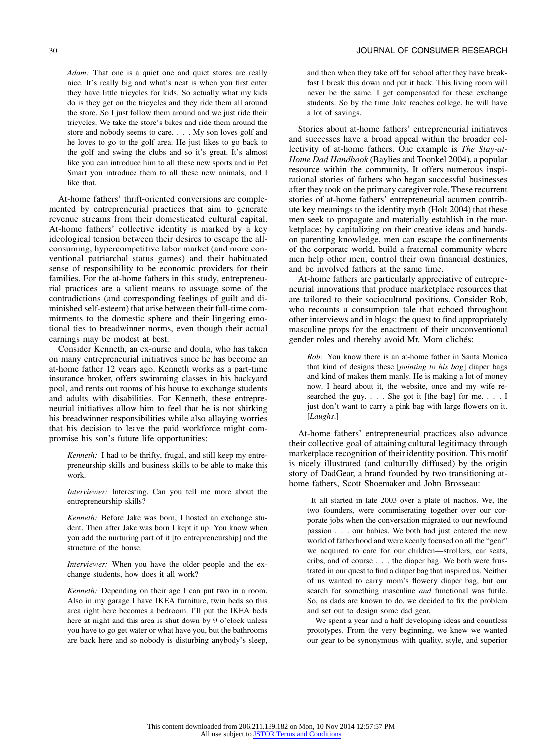*Adam:* That one is a quiet one and quiet stores are really nice. It's really big and what's neat is when you first enter they have little tricycles for kids. So actually what my kids do is they get on the tricycles and they ride them all around the store. So I just follow them around and we just ride their tricycles. We take the store's bikes and ride them around the store and nobody seems to care. . . . My son loves golf and he loves to go to the golf area. He just likes to go back to the golf and swing the clubs and so it's great. It's almost like you can introduce him to all these new sports and in Pet Smart you introduce them to all these new animals, and I like that.

At-home fathers' thrift-oriented conversions are complemented by entrepreneurial practices that aim to generate revenue streams from their domesticated cultural capital. At-home fathers' collective identity is marked by a key ideological tension between their desires to escape the all-consuming, hypercompetitive labor market (and more conventional patriarchal status games) and their habituated sense of responsibility to be economic providers for their families. For the at-home fathers in this study, entrepreneurial practices are a salient means to assuage some of the contradictions (and corresponding feelings of guilt and diminished self-esteem) that arise between their full-time commitments to the domestic sphere and their lingering emotional ties to breadwinner norms, even though their actual earnings may be modest at best.

Consider Kenneth, an ex-nurse and doula, who has taken on many entrepreneurial initiatives since he has become an at-home father 12 years ago. Kenneth works as a part-time insurance broker, offers swimming classes in his backyard pool, and rents out rooms of his house to exchange students and adults with disabilities. For Kenneth, these entrepreneurial initiatives allow him to feel that he is not shirking his breadwinner responsibilities while also allaying worries that his decision to leave the paid workforce might compromise his son's future life opportunities:

*Kenneth:* I had to be thrifty, frugal, and still keep my entrepreneurship skills and business skills to be able to make this work.

*Interviewer:* Interesting. Can you tell me more about the entrepreneurship skills?

*Kenneth:* Before Jake was born, I hosted an exchange student. Then after Jake was born I kept it up. You know when you add the nurturing part of it [to entrepreneurship] and the structure of the house.

*Interviewer:* When you have the older people and the exchange students, how does it all work?

*Kenneth:* Depending on their age I can put two in a room. Also in my garage I have IKEA furniture, twin beds so this area right here becomes a bedroom. I'll put the IKEA beds here at night and this area is shut down by 9 o'clock unless you have to go get water or what have you, but the bathrooms are back here and so nobody is disturbing anybody's sleep, and then when they take off for school after they have breakfast I break this down and put it back. This living room will never be the same. I get compensated for these exchange students. So by the time Jake reaches college, he will have a lot of savings.

Stories about at-home fathers' entrepreneurial initiatives and successes have a broad appeal within the broader collectivity of at-home fathers. One example is *The Stay-at-Home Dad Handbook* (Baylies and Toonkel 2004), a popular resource within the community. It offers numerous inspirational stories of fathers who began successful businesses after they took on the primary caregiver role. These recurrent stories of at-home fathers' entrepreneurial acumen contribute key meanings to the identity myth (Holt 2004) that these men seek to propagate and materially establish in the marketplace: by capitalizing on their creative ideas and hands-on parenting knowledge, men can escape the confinements of the corporate world, build a fraternal community where men help other men, control their own financial destinies, and be involved fathers at the same time.

At-home fathers are particularly appreciative of entrepreneurial innovations that produce marketplace resources that are tailored to their sociocultural positions. Consider Rob, who recounts a consumption tale that echoed throughout other interviews and in blogs: the quest to find appropriately masculine props for the enactment of their unconventional gender roles and thereby avoid Mr. Mom clichés:

*Rob:* You know there is an at-home father in Santa Monica that kind of designs these [*pointing to his bag*] diaper bags and kind of makes them manly. He is making a lot of money now. I heard about it, the website, once and my wife researched the guy. . . . She got it [the bag] for me. . . . I just don't want to carry a pink bag with large flowers on it. [*Laughs.*]

At-home fathers' entrepreneurial practices also advance their collective goal of attaining cultural legitimacy through marketplace recognition of their identity position. This motif is nicely illustrated (and culturally diffused) by the origin story of DadGear, a brand founded by two transitioning at-home fathers, Scott Shoemaker and John Brosseau:

It all started in late 2003 over a plate of nachos. We, the two founders, were commiserating together over our corporate jobs when the conversation migrated to our newfound passion . . . our babies. We both had just entered the new world of fatherhood and were keenly focused on all the "gear" we acquired to care for our children—strollers, car seats, cribs, and of course . . . the diaper bag. We both were frustrated in our quest to find a diaper bag that inspired us. Neither of us wanted to carry mom's flowery diaper bag, but our search for something masculine *and* functional was futile. So, as dads are known to do, we decided to fix the problem and set out to design some dad gear.

We spent a year and a half developing ideas and countless prototypes. From the very beginning, we knew we wanted our gear to be synonymous with quality, style, and superior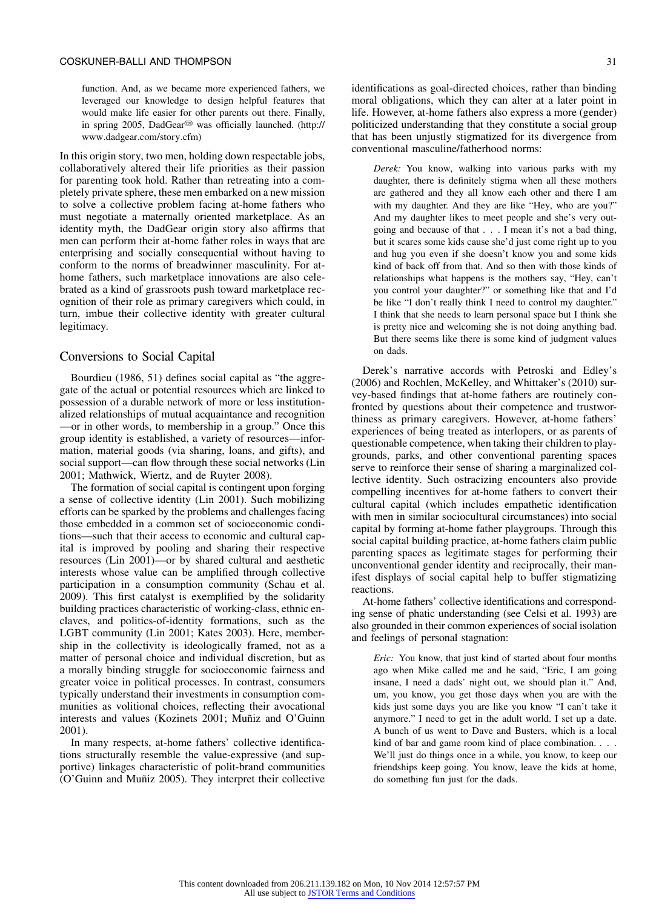> function. And, as we became more experienced fathers, we leveraged our knowledge to design helpful features that would make life easier for other parents out there. Finally, in spring 2005, DadGear™ was officially launched. (http://www.dadgear.com/story.cfm)

In this origin story, two men, holding down respectable jobs, collaboratively altered their life priorities as their passion for parenting took hold. Rather than retreating into a completely private sphere, these men embarked on a new mission to solve a collective problem facing at-home fathers who must negotiate a maternally oriented marketplace. As an identity myth, the DadGear origin story also affirms that men can perform their at-home father roles in ways that are enterprising and socially consequential without having to conform to the norms of breadwinner masculinity. For at-home fathers, such marketplace innovations are also celebrated as a kind of grassroots push toward marketplace recognition of their role as primary caregivers which could, in turn, imbue their collective identity with greater cultural legitimacy.

## Conversions to Social Capital

Bourdieu (1986, 51) defines social capital as "the aggregate of the actual or potential resources which are linked to possession of a durable network of more or less institutionalized relationships of mutual acquaintance and recognition—or in other words, to membership in a group." Once this group identity is established, a variety of resources—information, material goods (via sharing, loans, and gifts), and social support—can flow through these social networks (Lin 2001; Mathwick, Wiertz, and de Ruyter 2008).

The formation of social capital is contingent upon forging a sense of collective identity (Lin 2001). Such mobilizing efforts can be sparked by the problems and challenges facing those embedded in a common set of socioeconomic conditions—such that their access to economic and cultural capital is improved by pooling and sharing their respective resources (Lin 2001)—or by shared cultural and aesthetic interests whose value can be amplified through collective participation in a consumption community (Schau et al. 2009). This first catalyst is exemplified by the solidarity building practices characteristic of working-class, ethnic enclaves, and politics-of-identity formations, such as the LGBT community (Lin 2001; Kates 2003). Here, membership in the collectivity is ideologically framed, not as a matter of personal choice and individual discretion, but as a morally binding struggle for socioeconomic fairness and greater voice in political processes. In contrast, consumers typically understand their investments in consumption communities as volitional choices, reflecting their avocational interests and values (Kozinets 2001; Muñiz and O'Guinn 2001).

In many respects, at-home fathers' collective identifications structurally resemble the value-expressive (and supportive) linkages characteristic of polit-brand communities (O'Guinn and Muñiz 2005). They interpret their collective identifications as goal-directed choices, rather than binding moral obligations, which they can alter at a later point in life. However, at-home fathers also express a more (gender) politicized understanding that they constitute a social group that has been unjustly stigmatized for its divergence from conventional masculine/fatherhood norms:

> *Derek:* You know, walking into various parks with my daughter, there is definitely stigma when all these mothers are gathered and they all know each other and there I am with my daughter. And they are like "Hey, who are you?" And my daughter likes to meet people and she's very outgoing and because of that . . . I mean it's not a bad thing, but it scares some kids cause she'd just come right up to you and hug you even if she doesn't know you and some kids kind of back off from that. And so then with those kinds of relationships what happens is the mothers say, "Hey, can't you control your daughter?" or something like that and I'd be like "I don't really think I need to control my daughter." I think that she needs to learn personal space but I think she is pretty nice and welcoming she is not doing anything bad. But there seems like there is some kind of judgment values on dads.

Derek's narrative accords with Petroski and Edley's (2006) and Rochlen, McKelley, and Whittaker's (2010) survey-based findings that at-home fathers are routinely confronted by questions about their competence and trustworthiness as primary caregivers. However, at-home fathers' experiences of being treated as interlopers, or as parents of questionable competence, when taking their children to playgrounds, parks, and other conventional parenting spaces serve to reinforce their sense of sharing a marginalized collective identity. Such ostracizing encounters also provide compelling incentives for at-home fathers to convert their cultural capital (which includes empathetic identification with men in similar sociocultural circumstances) into social capital by forming at-home father playgroups. Through this social capital building practice, at-home fathers claim public parenting spaces as legitimate stages for performing their unconventional gender identity and reciprocally, their manifest displays of social capital help to buffer stigmatizing reactions.

At-home fathers' collective identifications and corresponding sense of phatic understanding (see Celsi et al. 1993) are also grounded in their common experiences of social isolation and feelings of personal stagnation:

> *Eric:* You know, that just kind of started about four months ago when Mike called me and he said, "Eric, I am going insane, I need a dads' night out, we should plan it." And, um, you know, you get those days when you are with the kids just some days you are like you know "I can't take it anymore." I need to get in the adult world. I set up a date. A bunch of us went to Dave and Busters, which is a local kind of bar and game room kind of place combination. . . . We'll just do things once in a while, you know, to keep our friendships keep going. You know, leave the kids at home, do something fun just for the dads.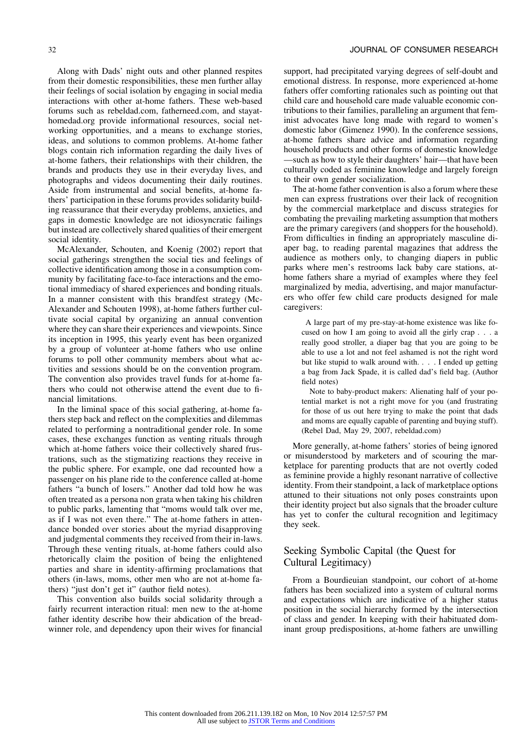Along with Dads' night outs and other planned respites from their domestic responsibilities, these men further allay their feelings of social isolation by engaging in social media interactions with other at-home fathers. These web-based forums such as rebeldad.com, fatherneed.com, and stayathomedad.org provide informational resources, social networking opportunities, and a means to exchange stories, ideas, and solutions to common problems. At-home father blogs contain rich information regarding the daily lives of at-home fathers, their relationships with their children, the brands and products they use in their everyday lives, and photographs and videos documenting their daily routines. Aside from instrumental and social benefits, at-home fathers' participation in these forums provides solidarity building reassurance that their everyday problems, anxieties, and gaps in domestic knowledge are not idiosyncratic failings but instead are collectively shared qualities of their emergent social identity.

McAlexander, Schouten, and Koenig (2002) report that social gatherings strengthen the social ties and feelings of collective identification among those in a consumption community by facilitating face-to-face interactions and the emotional immediacy of shared experiences and bonding rituals. In a manner consistent with this brandfest strategy (McAlexander and Schouten 1998), at-home fathers further cultivate social capital by organizing an annual convention where they can share their experiences and viewpoints. Since its inception in 1995, this yearly event has been organized by a group of volunteer at-home fathers who use online forums to poll other community members about what activities and sessions should be on the convention program. The convention also provides travel funds for at-home fathers who could not otherwise attend the event due to financial limitations.

In the liminal space of this social gathering, at-home fathers step back and reflect on the complexities and dilemmas related to performing a nontraditional gender role. In some cases, these exchanges function as venting rituals through which at-home fathers voice their collectively shared frustrations, such as the stigmatizing reactions they receive in the public sphere. For example, one dad recounted how a passenger on his plane ride to the conference called at-home fathers "a bunch of losers." Another dad told how he was often treated as a persona non grata when taking his children to public parks, lamenting that "moms would talk over me, as if I was not even there." The at-home fathers in attendance bonded over stories about the myriad disapproving and judgmental comments they received from their in-laws. Through these venting rituals, at-home fathers could also rhetorically claim the position of being the enlightened parties and share in identity-affirming proclamations that others (in-laws, moms, other men who are not at-home fathers) "just don't get it" (author field notes).

This convention also builds social solidarity through a fairly recurrent interaction ritual: men new to the at-home father identity describe how their abdication of the breadwinner role, and dependency upon their wives for financial support, had precipitated varying degrees of self-doubt and emotional distress. In response, more experienced at-home fathers offer comforting rationales such as pointing out that child care and household care made valuable economic contributions to their families, paralleling an argument that feminist advocates have long made with regard to women's domestic labor (Gimenez 1990). In the conference sessions, at-home fathers share advice and information regarding household products and other forms of domestic knowledge —such as how to style their daughters' hair—that have been culturally coded as feminine knowledge and largely foreign to their own gender socialization.

The at-home father convention is also a forum where these men can express frustrations over their lack of recognition by the commercial marketplace and discuss strategies for combating the prevailing marketing assumption that mothers are the primary caregivers (and shoppers for the household). From difficulties in finding an appropriately masculine diaper bag, to reading parental magazines that address the audience as mothers only, to changing diapers in public parks where men's restrooms lack baby care stations, at-home fathers share a myriad of examples where they feel marginalized by media, advertising, and major manufacturers who offer few child care products designed for male caregivers:

> A large part of my pre-stay-at-home existence was like focused on how I am going to avoid all the girly crap . . . a really good stroller, a diaper bag that you are going to be able to use a lot and not feel ashamed is not the right word but like stupid to walk around with. . . . I ended up getting a bag from Jack Spade, it is called dad's field bag. (Author field notes)
>
> Note to baby-product makers: Alienating half of your potential market is not a right move for you (and frustrating for those of us out here trying to make the point that dads and moms are equally capable of parenting and buying stuff). (Rebel Dad, May 29, 2007, rebeldad.com)

More generally, at-home fathers' stories of being ignored or misunderstood by marketers and of scouring the marketplace for parenting products that are not overtly coded as feminine provide a highly resonant narrative of collective identity. From their standpoint, a lack of marketplace options attuned to their situations not only poses constraints upon their identity project but also signals that the broader culture has yet to confer the cultural recognition and legitimacy they seek.

## Seeking Symbolic Capital (the Quest for Cultural Legitimacy)

From a Bourdieuian standpoint, our cohort of at-home fathers has been socialized into a system of cultural norms and expectations which are indicative of a higher status position in the social hierarchy formed by the intersection of class and gender. In keeping with their habituated dominant group predispositions, at-home fathers are unwilling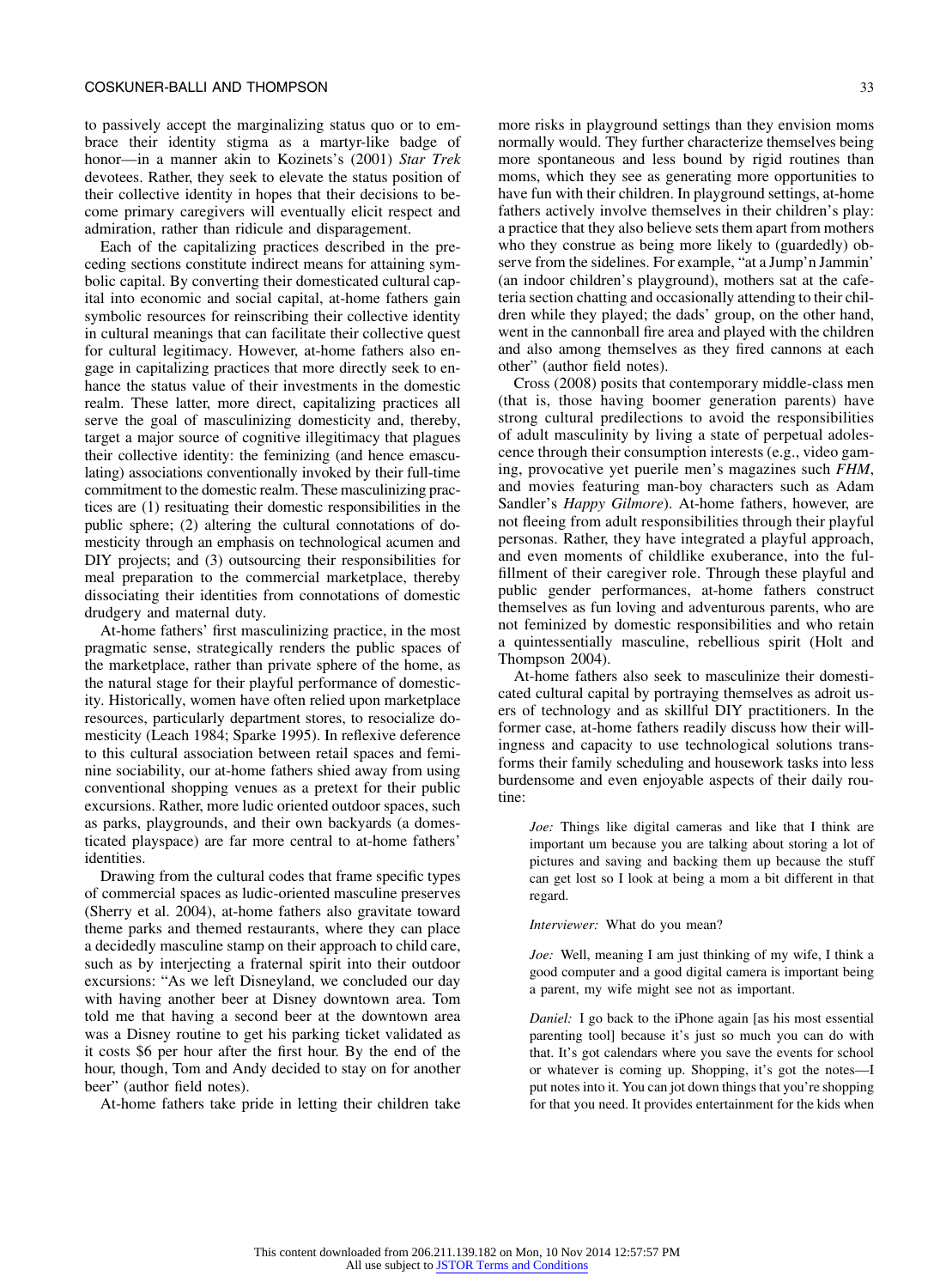to passively accept the marginalizing status quo or to embrace their identity stigma as a martyr-like badge of honor—in a manner akin to Kozinets's (2001) *Star Trek* devotees. Rather, they seek to elevate the status position of their collective identity in hopes that their decisions to become primary caregivers will eventually elicit respect and admiration, rather than ridicule and disparagement.

Each of the capitalizing practices described in the preceding sections constitute indirect means for attaining symbolic capital. By converting their domesticated cultural capital into economic and social capital, at-home fathers gain symbolic resources for reinscribing their collective identity in cultural meanings that can facilitate their collective quest for cultural legitimacy. However, at-home fathers also engage in capitalizing practices that more directly seek to enhance the status value of their investments in the domestic realm. These latter, more direct, capitalizing practices all serve the goal of masculinizing domesticity and, thereby, target a major source of cognitive illegitimacy that plagues their collective identity: the feminizing (and hence emasculating) associations conventionally invoked by their full-time commitment to the domestic realm. These masculinizing practices are (1) resituating their domestic responsibilities in the public sphere; (2) altering the cultural connotations of domesticity through an emphasis on technological acumen and DIY projects; and (3) outsourcing their responsibilities for meal preparation to the commercial marketplace, thereby dissociating their identities from connotations of domestic drudgery and maternal duty.

At-home fathers' first masculinizing practice, in the most pragmatic sense, strategically renders the public spaces of the marketplace, rather than private sphere of the home, as the natural stage for their playful performance of domesticity. Historically, women have often relied upon marketplace resources, particularly department stores, to resocialize domesticity (Leach 1984; Sparke 1995). In reflexive deference to this cultural association between retail spaces and feminine sociability, our at-home fathers shied away from using conventional shopping venues as a pretext for their public excursions. Rather, more ludic oriented outdoor spaces, such as parks, playgrounds, and their own backyards (a domesticated playspace) are far more central to at-home fathers' identities.

Drawing from the cultural codes that frame specific types of commercial spaces as ludic-oriented masculine preserves (Sherry et al. 2004), at-home fathers also gravitate toward theme parks and themed restaurants, where they can place a decidedly masculine stamp on their approach to child care, such as by interjecting a fraternal spirit into their outdoor excursions: "As we left Disneyland, we concluded our day with having another beer at Disney downtown area. Tom told me that having a second beer at the downtown area was a Disney routine to get his parking ticket validated as it costs $6 per hour after the first hour. By the end of the hour, though, Tom and Andy decided to stay on for another beer" (author field notes).

At-home fathers take pride in letting their children take more risks in playground settings than they envision moms normally would. They further characterize themselves being more spontaneous and less bound by rigid routines than moms, which they see as generating more opportunities to have fun with their children. In playground settings, at-home fathers actively involve themselves in their children's play: a practice that they also believe sets them apart from mothers who they construe as being more likely to (guardedly) observe from the sidelines. For example, "at a Jump'n Jammin' (an indoor children's playground), mothers sat at the cafeteria section chatting and occasionally attending to their children while they played; the dads' group, on the other hand, went in the cannonball fire area and played with the children and also among themselves as they fired cannons at each other" (author field notes).

Cross (2008) posits that contemporary middle-class men (that is, those having boomer generation parents) have strong cultural predilections to avoid the responsibilities of adult masculinity by living a state of perpetual adolescence through their consumption interests (e.g., video gaming, provocative yet puerile men's magazines such *FHM*, and movies featuring man-boy characters such as Adam Sandler's *Happy Gilmore*). At-home fathers, however, are not fleeing from adult responsibilities through their playful personas. Rather, they have integrated a playful approach, and even moments of childlike exuberance, into the fulfillment of their caregiver role. Through these playful and public gender performances, at-home fathers construct themselves as fun loving and adventurous parents, who are not feminized by domestic responsibilities and who retain a quintessentially masculine, rebellious spirit (Holt and Thompson 2004).

At-home fathers also seek to masculinize their domesticated cultural capital by portraying themselves as adroit users of technology and as skillful DIY practitioners. In the former case, at-home fathers readily discuss how their willingness and capacity to use technological solutions transforms their family scheduling and housework tasks into less burdensome and even enjoyable aspects of their daily routine:

> *Joe:* Things like digital cameras and like that I think are important um because you are talking about storing a lot of pictures and saving and backing them up because the stuff can get lost so I look at being a mom a bit different in that regard.
>
> *Interviewer:* What do you mean?
>
> *Joe:* Well, meaning I am just thinking of my wife, I think a good computer and a good digital camera is important being a parent, my wife might see not as important.
>
> *Daniel:* I go back to the iPhone again [as his most essential parenting tool] because it's just so much you can do with that. It's got calendars where you save the events for school or whatever is coming up. Shopping, it's got the notes—I put notes into it. You can jot down things that you're shopping for that you need. It provides entertainment for the kids when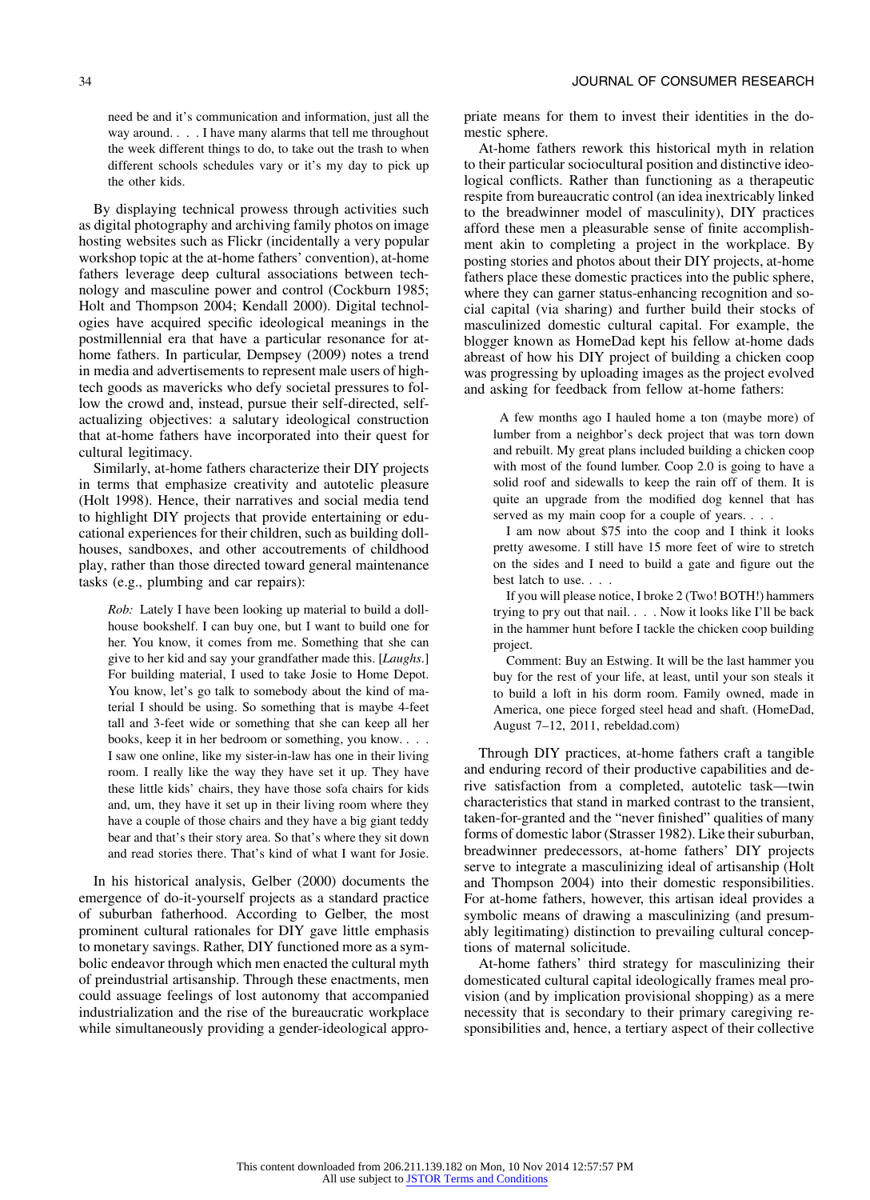need be and it's communication and information, just all the way around. . . . I have many alarms that tell me throughout the week different things to do, to take out the trash to when different schools schedules vary or it's my day to pick up the other kids.

By displaying technical prowess through activities such as digital photography and archiving family photos on image hosting websites such as Flickr (incidentally a very popular workshop topic at the at-home fathers' convention), at-home fathers leverage deep cultural associations between technology and masculine power and control (Cockburn 1985; Holt and Thompson 2004; Kendall 2000). Digital technologies have acquired specific ideological meanings in the postmillennial era that have a particular resonance for at-home fathers. In particular, Dempsey (2009) notes a trend in media and advertisements to represent male users of high-tech goods as mavericks who defy societal pressures to follow the crowd and, instead, pursue their self-directed, self-actualizing objectives: a salutary ideological construction that at-home fathers have incorporated into their quest for cultural legitimacy.

Similarly, at-home fathers characterize their DIY projects in terms that emphasize creativity and autotelic pleasure (Holt 1998). Hence, their narratives and social media tend to highlight DIY projects that provide entertaining or educational experiences for their children, such as building dollhouses, sandboxes, and other accoutrements of childhood play, rather than those directed toward general maintenance tasks (e.g., plumbing and car repairs):

> *Rob:* Lately I have been looking up material to build a dollhouse bookshelf. I can buy one, but I want to build one for her. You know, it comes from me. Something that she can give to her kid and say your grandfather made this. [*Laughs*.] For building material, I used to take Josie to Home Depot. You know, let's go talk to somebody about the kind of material I should be using. So something that is maybe 4-feet tall and 3-feet wide or something that she can keep all her books, keep it in her bedroom or something, you know. . . . I saw one online, like my sister-in-law has one in their living room. I really like the way they have set it up. They have these little kids' chairs, they have those sofa chairs for kids and, um, they have it set up in their living room where they have a couple of those chairs and they have a big giant teddy bear and that's their story area. So that's where they sit down and read stories there. That's kind of what I want for Josie.

In his historical analysis, Gelber (2000) documents the emergence of do-it-yourself projects as a standard practice of suburban fatherhood. According to Gelber, the most prominent cultural rationales for DIY gave little emphasis to monetary savings. Rather, DIY functioned more as a symbolic endeavor through which men enacted the cultural myth of preindustrial artisanship. Through these enactments, men could assuage feelings of lost autonomy that accompanied industrialization and the rise of the bureaucratic workplace while simultaneously providing a gender-ideological appropriate means for them to invest their identities in the domestic sphere.

At-home fathers rework this historical myth in relation to their particular sociocultural position and distinctive ideological conflicts. Rather than functioning as a therapeutic respite from bureaucratic control (an idea inextricably linked to the breadwinner model of masculinity), DIY practices afford these men a pleasurable sense of finite accomplishment akin to completing a project in the workplace. By posting stories and photos about their DIY projects, at-home fathers place these domestic practices into the public sphere, where they can garner status-enhancing recognition and social capital (via sharing) and further build their stocks of masculinized domestic cultural capital. For example, the blogger known as HomeDad kept his fellow at-home dads abreast of how his DIY project of building a chicken coop was progressing by uploading images as the project evolved and asking for feedback from fellow at-home fathers:

> A few months ago I hauled home a ton (maybe more) of lumber from a neighbor's deck project that was torn down and rebuilt. My great plans included building a chicken coop with most of the found lumber. Coop 2.0 is going to have a solid roof and sidewalls to keep the rain off of them. It is quite an upgrade from the modified dog kennel that has served as my main coop for a couple of years. . . .
>
> I am now about $75 into the coop and I think it looks pretty awesome. I still have 15 more feet of wire to stretch on the sides and I need to build a gate and figure out the best latch to use. . . .
>
> If you will please notice, I broke 2 (Two! BOTH!) hammers trying to pry out that nail. . . . Now it looks like I'll be back in the hammer hunt before I tackle the chicken coop building project.
>
> Comment: Buy an Estwing. It will be the last hammer you buy for the rest of your life, at least, until your son steals it to build a loft in his dorm room. Family owned, made in America, one piece forged steel head and shaft. (HomeDad, August 7–12, 2011, rebeldad.com)

Through DIY practices, at-home fathers craft a tangible and enduring record of their productive capabilities and derive satisfaction from a completed, autotelic task—twin characteristics that stand in marked contrast to the transient, taken-for-granted and the "never finished" qualities of many forms of domestic labor (Strasser 1982). Like their suburban, breadwinner predecessors, at-home fathers' DIY projects serve to integrate a masculinizing ideal of artisanship (Holt and Thompson 2004) into their domestic responsibilities. For at-home fathers, however, this artisan ideal provides a symbolic means of drawing a masculinizing (and presumably legitimating) distinction to prevailing cultural conceptions of maternal solicitude.

At-home fathers' third strategy for masculinizing their domesticated cultural capital ideologically frames meal provision (and by implication provisional shopping) as a mere necessity that is secondary to their primary caregiving responsibilities and, hence, a tertiary aspect of their collective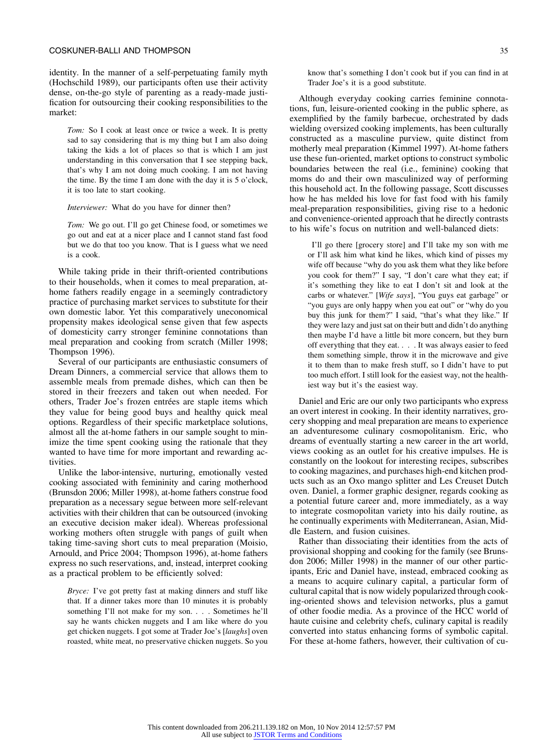identity. In the manner of a self-perpetuating family myth (Hochschild 1989), our participants often use their activity dense, on-the-go style of parenting as a ready-made justification for outsourcing their cooking responsibilities to the market:

> *Tom:* So I cook at least once or twice a week. It is pretty sad to say considering that is my thing but I am also doing taking the kids a lot of places so that is which I am just understanding in this conversation that I see stepping back, that's why I am not doing much cooking. I am not having the time. By the time I am done with the day it is 5 o'clock, it is too late to start cooking.
>
> *Interviewer:* What do you have for dinner then?
>
> *Tom:* We go out. I'll go get Chinese food, or sometimes we go out and eat at a nicer place and I cannot stand fast food but we do that too you know. That is I guess what we need is a cook.

While taking pride in their thrift-oriented contributions to their households, when it comes to meal preparation, at-home fathers readily engage in a seemingly contradictory practice of purchasing market services to substitute for their own domestic labor. Yet this comparatively uneconomical propensity makes ideological sense given that few aspects of domesticity carry stronger feminine connotations than meal preparation and cooking from scratch (Miller 1998; Thompson 1996).

Several of our participants are enthusiastic consumers of Dream Dinners, a commercial service that allows them to assemble meals from premade dishes, which can then be stored in their freezers and taken out when needed. For others, Trader Joe's frozen entrées are staple items which they value for being good buys and healthy quick meal options. Regardless of their specific marketplace solutions, almost all the at-home fathers in our sample sought to minimize the time spent cooking using the rationale that they wanted to have time for more important and rewarding activities.

Unlike the labor-intensive, nurturing, emotionally vested cooking associated with femininity and caring motherhood (Brunsdon 2006; Miller 1998), at-home fathers construe food preparation as a necessary segue between more self-relevant activities with their children that can be outsourced (invoking an executive decision maker ideal). Whereas professional working mothers often struggle with pangs of guilt when taking time-saving short cuts to meal preparation (Moisio, Arnould, and Price 2004; Thompson 1996), at-home fathers express no such reservations, and, instead, interpret cooking as a practical problem to be efficiently solved:

> *Bryce:* I've got pretty fast at making dinners and stuff like that. If a dinner takes more than 10 minutes it is probably something I'll not make for my son. . . . Sometimes he'll say he wants chicken nuggets and I am like where do you get chicken nuggets. I got some at Trader Joe's [*laughs*] oven roasted, white meat, no preservative chicken nuggets. So you know that's something I don't cook but if you can find in at Trader Joe's it is a good substitute.

Although everyday cooking carries feminine connotations, fun, leisure-oriented cooking in the public sphere, as exemplified by the family barbecue, orchestrated by dads wielding oversized cooking implements, has been culturally constructed as a masculine purview, quite distinct from motherly meal preparation (Kimmel 1997). At-home fathers use these fun-oriented, market options to construct symbolic boundaries between the real (i.e., feminine) cooking that moms do and their own masculinized way of performing this household act. In the following passage, Scott discusses how he has melded his love for fast food with his family meal-preparation responsibilities, giving rise to a hedonic and convenience-oriented approach that he directly contrasts to his wife's focus on nutrition and well-balanced diets:

> I'll go there [grocery store] and I'll take my son with me or I'll ask him what kind he likes, which kind of pisses my wife off because "why do you ask them what they like before you cook for them?" I say, "I don't care what they eat; if it's something they like to eat I don't sit and look at the carbs or whatever." [*Wife says*], "You guys eat garbage" or "you guys are only happy when you eat out" or "why do you buy this junk for them?" I said, "that's what they like." If they were lazy and just sat on their butt and didn't do anything then maybe I'd have a little bit more concern, but they burn off everything that they eat. . . . It was always easier to feed them something simple, throw it in the microwave and give it to them than to make fresh stuff, so I didn't have to put too much effort. I still look for the easiest way, not the healthiest way but it's the easiest way.

Daniel and Eric are our only two participants who express an overt interest in cooking. In their identity narratives, grocery shopping and meal preparation are means to experience an adventuresome culinary cosmopolitanism. Eric, who dreams of eventually starting a new career in the art world, views cooking as an outlet for his creative impulses. He is constantly on the lookout for interesting recipes, subscribes to cooking magazines, and purchases high-end kitchen products such as an Oxo mango splitter and Les Creuset Dutch oven. Daniel, a former graphic designer, regards cooking as a potential future career and, more immediately, as a way to integrate cosmopolitan variety into his daily routine, as he continually experiments with Mediterranean, Asian, Middle Eastern, and fusion cuisines.

Rather than dissociating their identities from the acts of provisional shopping and cooking for the family (see Brunsdon 2006; Miller 1998) in the manner of our other participants, Eric and Daniel have, instead, embraced cooking as a means to acquire culinary capital, a particular form of cultural capital that is now widely popularized through cooking-oriented shows and television networks, plus a gamut of other foodie media. As a province of the HCC world of haute cuisine and celebrity chefs, culinary capital is readily converted into status enhancing forms of symbolic capital. For these at-home fathers, however, their cultivation of cu-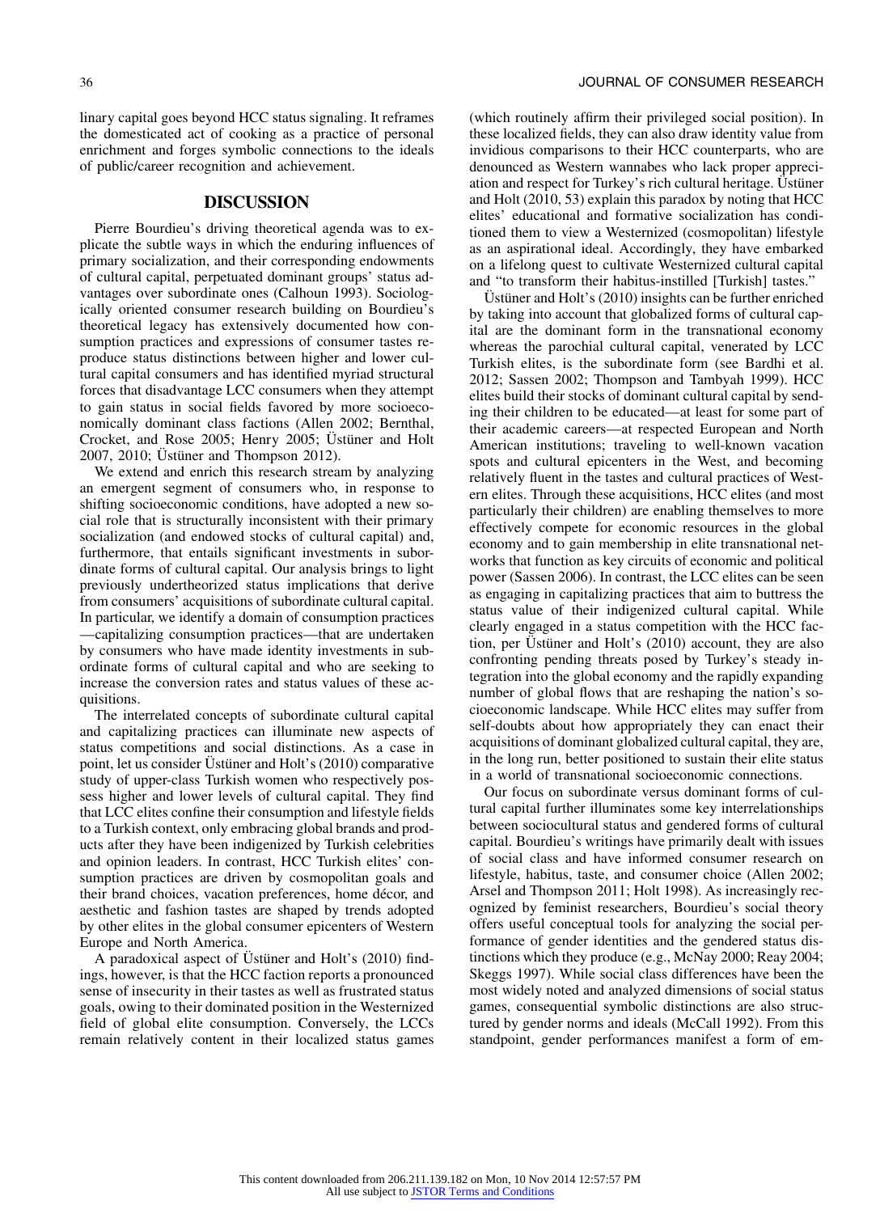linary capital goes beyond HCC status signaling. It reframes the domesticated act of cooking as a practice of personal enrichment and forges symbolic connections to the ideals of public/career recognition and achievement.

## DISCUSSION

Pierre Bourdieu's driving theoretical agenda was to explicate the subtle ways in which the enduring influences of primary socialization, and their corresponding endowments of cultural capital, perpetuated dominant groups' status advantages over subordinate ones (Calhoun 1993). Sociologically oriented consumer research building on Bourdieu's theoretical legacy has extensively documented how consumption practices and expressions of consumer tastes reproduce status distinctions between higher and lower cultural capital consumers and has identified myriad structural forces that disadvantage LCC consumers when they attempt to gain status in social fields favored by more socioeconomically dominant class factions (Allen 2002; Bernthal, Crocket, and Rose 2005; Henry 2005; Üstüner and Holt 2007, 2010; Üstüner and Thompson 2012).

We extend and enrich this research stream by analyzing an emergent segment of consumers who, in response to shifting socioeconomic conditions, have adopted a new social role that is structurally inconsistent with their primary socialization (and endowed stocks of cultural capital) and, furthermore, that entails significant investments in subordinate forms of cultural capital. Our analysis brings to light previously undertheorized status implications that derive from consumers' acquisitions of subordinate cultural capital. In particular, we identify a domain of consumption practices —capitalizing consumption practices—that are undertaken by consumers who have made identity investments in subordinate forms of cultural capital and who are seeking to increase the conversion rates and status values of these acquisitions.

The interrelated concepts of subordinate cultural capital and capitalizing practices can illuminate new aspects of status competitions and social distinctions. As a case in point, let us consider Üstüner and Holt's (2010) comparative study of upper-class Turkish women who respectively possess higher and lower levels of cultural capital. They find that LCC elites confine their consumption and lifestyle fields to a Turkish context, only embracing global brands and products after they have been indigenized by Turkish celebrities and opinion leaders. In contrast, HCC Turkish elites' consumption practices are driven by cosmopolitan goals and their brand choices, vacation preferences, home décor, and aesthetic and fashion tastes are shaped by trends adopted by other elites in the global consumer epicenters of Western Europe and North America.

A paradoxical aspect of Üstüner and Holt's (2010) findings, however, is that the HCC faction reports a pronounced sense of insecurity in their tastes as well as frustrated status goals, owing to their dominated position in the Westernized field of global elite consumption. Conversely, the LCCs remain relatively content in their localized status games (which routinely affirm their privileged social position). In these localized fields, they can also draw identity value from invidious comparisons to their HCC counterparts, who are denounced as Western wannabes who lack proper appreciation and respect for Turkey's rich cultural heritage. Üstüner and Holt (2010, 53) explain this paradox by noting that HCC elites' educational and formative socialization has conditioned them to view a Westernized (cosmopolitan) lifestyle as an aspirational ideal. Accordingly, they have embarked on a lifelong quest to cultivate Westernized cultural capital and "to transform their habitus-instilled [Turkish] tastes."

Üstüner and Holt's (2010) insights can be further enriched by taking into account that globalized forms of cultural capital are the dominant form in the transnational economy whereas the parochial cultural capital, venerated by LCC Turkish elites, is the subordinate form (see Bardhi et al. 2012; Sassen 2002; Thompson and Tambyah 1999). HCC elites build their stocks of dominant cultural capital by sending their children to be educated—at least for some part of their academic careers—at respected European and North American institutions; traveling to well-known vacation spots and cultural epicenters in the West, and becoming relatively fluent in the tastes and cultural practices of Western elites. Through these acquisitions, HCC elites (and most particularly their children) are enabling themselves to more effectively compete for economic resources in the global economy and to gain membership in elite transnational networks that function as key circuits of economic and political power (Sassen 2006). In contrast, the LCC elites can be seen as engaging in capitalizing practices that aim to buttress the status value of their indigenized cultural capital. While clearly engaged in a status competition with the HCC faction, per Üstüner and Holt's (2010) account, they are also confronting pending threats posed by Turkey's steady integration into the global economy and the rapidly expanding number of global flows that are reshaping the nation's socioeconomic landscape. While HCC elites may suffer from self-doubts about how appropriately they can enact their acquisitions of dominant globalized cultural capital, they are, in the long run, better positioned to sustain their elite status in a world of transnational socioeconomic connections.

Our focus on subordinate versus dominant forms of cultural capital further illuminates some key interrelationships between sociocultural status and gendered forms of cultural capital. Bourdieu's writings have primarily dealt with issues of social class and have informed consumer research on lifestyle, habitus, taste, and consumer choice (Allen 2002; Arsel and Thompson 2011; Holt 1998). As increasingly recognized by feminist researchers, Bourdieu's social theory offers useful conceptual tools for analyzing the social performance of gender identities and the gendered status distinctions which they produce (e.g., McNay 2000; Reay 2004; Skeggs 1997). While social class differences have been the most widely noted and analyzed dimensions of social status games, consequential symbolic distinctions are also structured by gender norms and ideals (McCall 1992). From this standpoint, gender performances manifest a form of em-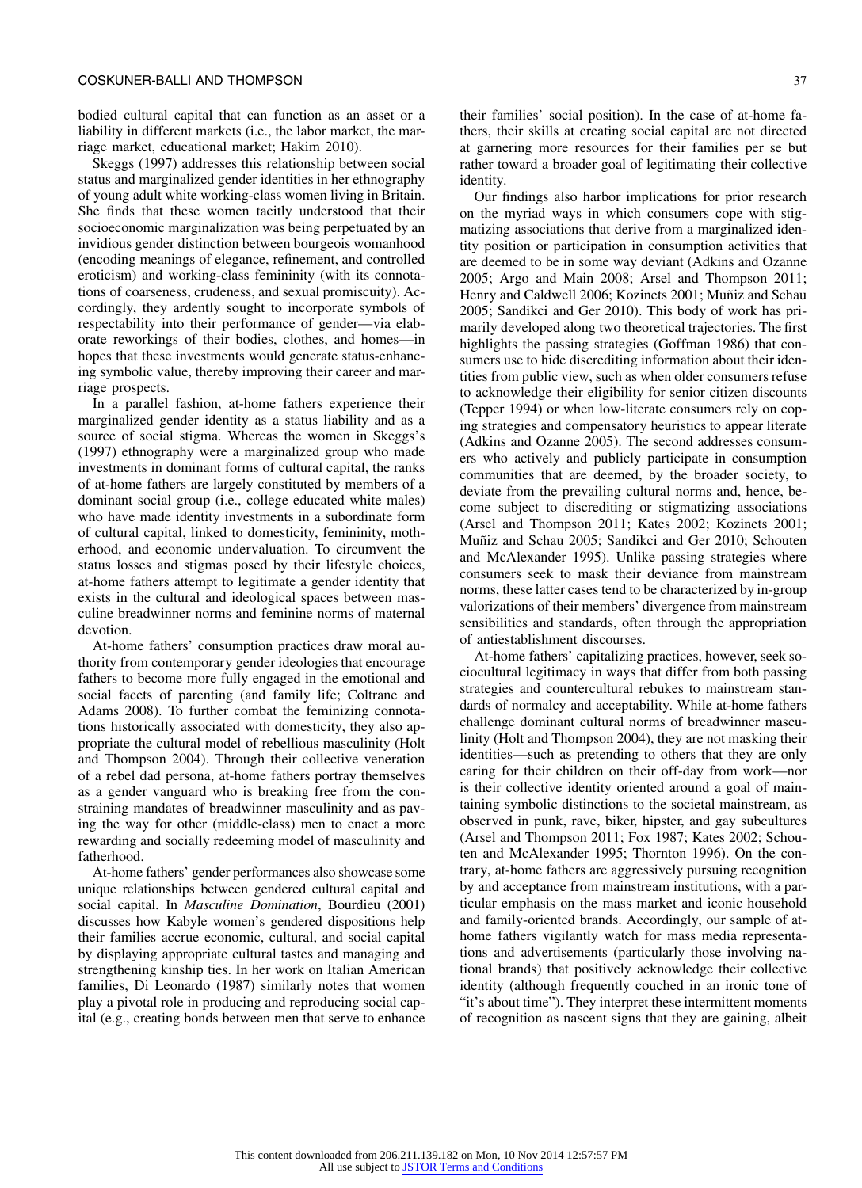bodied cultural capital that can function as an asset or a liability in different markets (i.e., the labor market, the marriage market, educational market; Hakim 2010).

Skeggs (1997) addresses this relationship between social status and marginalized gender identities in her ethnography of young adult white working-class women living in Britain. She finds that these women tacitly understood that their socioeconomic marginalization was being perpetuated by an invidious gender distinction between bourgeois womanhood (encoding meanings of elegance, refinement, and controlled eroticism) and working-class femininity (with its connotations of coarseness, crudeness, and sexual promiscuity). Accordingly, they ardently sought to incorporate symbols of respectability into their performance of gender—via elaborate reworkings of their bodies, clothes, and homes—in hopes that these investments would generate status-enhancing symbolic value, thereby improving their career and marriage prospects.

In a parallel fashion, at-home fathers experience their marginalized gender identity as a status liability and as a source of social stigma. Whereas the women in Skeggs's (1997) ethnography were a marginalized group who made investments in dominant forms of cultural capital, the ranks of at-home fathers are largely constituted by members of a dominant social group (i.e., college educated white males) who have made identity investments in a subordinate form of cultural capital, linked to domesticity, femininity, motherhood, and economic undervaluation. To circumvent the status losses and stigmas posed by their lifestyle choices, at-home fathers attempt to legitimate a gender identity that exists in the cultural and ideological spaces between masculine breadwinner norms and feminine norms of maternal devotion.

At-home fathers' consumption practices draw moral authority from contemporary gender ideologies that encourage fathers to become more fully engaged in the emotional and social facets of parenting (and family life; Coltrane and Adams 2008). To further combat the feminizing connotations historically associated with domesticity, they also appropriate the cultural model of rebellious masculinity (Holt and Thompson 2004). Through their collective veneration of a rebel dad persona, at-home fathers portray themselves as a gender vanguard who is breaking free from the constraining mandates of breadwinner masculinity and as paving the way for other (middle-class) men to enact a more rewarding and socially redeeming model of masculinity and fatherhood.

At-home fathers' gender performances also showcase some unique relationships between gendered cultural capital and social capital. In *Masculine Domination*, Bourdieu (2001) discusses how Kabyle women's gendered dispositions help their families accrue economic, cultural, and social capital by displaying appropriate cultural tastes and managing and strengthening kinship ties. In her work on Italian American families, Di Leonardo (1987) similarly notes that women play a pivotal role in producing and reproducing social capital (e.g., creating bonds between men that serve to enhance their families' social position). In the case of at-home fathers, their skills at creating social capital are not directed at garnering more resources for their families per se but rather toward a broader goal of legitimating their collective identity.

Our findings also harbor implications for prior research on the myriad ways in which consumers cope with stigmatizing associations that derive from a marginalized identity position or participation in consumption activities that are deemed to be in some way deviant (Adkins and Ozanne 2005; Argo and Main 2008; Arsel and Thompson 2011; Henry and Caldwell 2006; Kozinets 2001; Muñiz and Schau 2005; Sandikci and Ger 2010). This body of work has primarily developed along two theoretical trajectories. The first highlights the passing strategies (Goffman 1986) that consumers use to hide discrediting information about their identities from public view, such as when older consumers refuse to acknowledge their eligibility for senior citizen discounts (Tepper 1994) or when low-literate consumers rely on coping strategies and compensatory heuristics to appear literate (Adkins and Ozanne 2005). The second addresses consumers who actively and publicly participate in consumption communities that are deemed, by the broader society, to deviate from the prevailing cultural norms and, hence, become subject to discrediting or stigmatizing associations (Arsel and Thompson 2011; Kates 2002; Kozinets 2001; Muñiz and Schau 2005; Sandikci and Ger 2010; Schouten and McAlexander 1995). Unlike passing strategies where consumers seek to mask their deviance from mainstream norms, these latter cases tend to be characterized by in-group valorizations of their members' divergence from mainstream sensibilities and standards, often through the appropriation of antiestablishment discourses.

At-home fathers' capitalizing practices, however, seek sociocultural legitimacy in ways that differ from both passing strategies and countercultural rebukes to mainstream standards of normalcy and acceptability. While at-home fathers challenge dominant cultural norms of breadwinner masculinity (Holt and Thompson 2004), they are not masking their identities—such as pretending to others that they are only caring for their children on their off-day from work—nor is their collective identity oriented around a goal of maintaining symbolic distinctions to the societal mainstream, as observed in punk, rave, biker, hipster, and gay subcultures (Arsel and Thompson 2011; Fox 1987; Kates 2002; Schouten and McAlexander 1995; Thornton 1996). On the contrary, at-home fathers are aggressively pursuing recognition by and acceptance from mainstream institutions, with a particular emphasis on the mass market and iconic household and family-oriented brands. Accordingly, our sample of at-home fathers vigilantly watch for mass media representations and advertisements (particularly those involving national brands) that positively acknowledge their collective identity (although frequently couched in an ironic tone of "it's about time"). They interpret these intermittent moments of recognition as nascent signs that they are gaining, albeit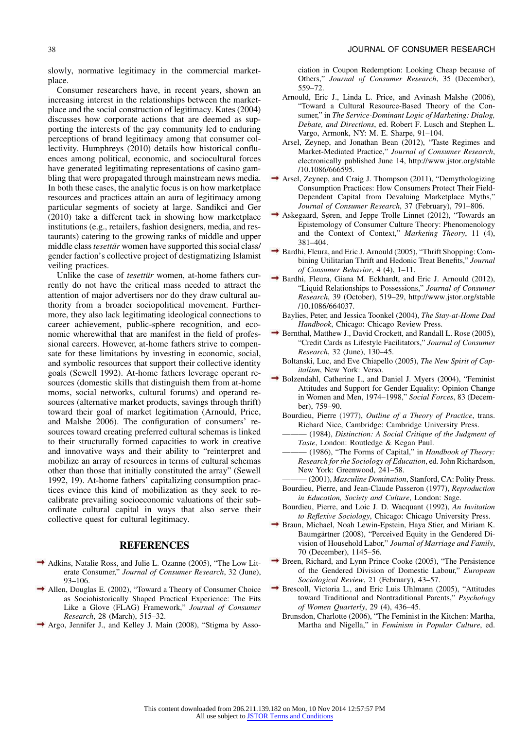slowly, normative legitimacy in the commercial marketplace.

Consumer researchers have, in recent years, shown an increasing interest in the relationships between the marketplace and the social construction of legitimacy. Kates (2004) discusses how corporate actions that are deemed as supporting the interests of the gay community led to enduring perceptions of brand legitimacy among that consumer collectivity. Humphreys (2010) details how historical confluences among political, economic, and sociocultural forces have generated legitimating representations of casino gambling that were propagated through mainstream news media. In both these cases, the analytic focus is on how marketplace resources and practices attain an aura of legitimacy among particular segments of society at large. Sandikci and Ger (2010) take a different tack in showing how marketplace institutions (e.g., retailers, fashion designers, media, and restaurants) catering to the growing ranks of middle and upper middle class *tesettür* women have supported this social class/gender faction's collective project of destigmatizing Islamist veiling practices.

Unlike the case of *tesettür* women, at-home fathers currently do not have the critical mass needed to attract the attention of major advertisers nor do they draw cultural authority from a broader sociopolitical movement. Furthermore, they also lack legitimating ideological connections to career achievement, public-sphere recognition, and economic wherewithal that are manifest in the field of professional careers. However, at-home fathers strive to compensate for these limitations by investing in economic, social, and symbolic resources that support their collective identity goals (Sewell 1992). At-home fathers leverage operant resources (domestic skills that distinguish them from at-home moms, social networks, cultural forums) and operand resources (alternative market products, savings through thrift) toward their goal of market legitimation (Arnould, Price, and Malshe 2006). The configuration of consumers' resources toward creating preferred cultural schemas is linked to their structurally formed capacities to work in creative and innovative ways and their ability to "reinterpret and mobilize an array of resources in terms of cultural schemas other than those that initially constituted the array" (Sewell 1992, 19). At-home fathers' capitalizing consumption practices evince this kind of mobilization as they seek to recalibrate prevailing socioeconomic valuations of their subordinate cultural capital in ways that also serve their collective quest for cultural legitimacy.

## REFERENCES

Adkins, Natalie Ross, and Julie L. Ozanne (2005), "The Low Literate Consumer," *Journal of Consumer Research*, 32 (June), 93–106.

Allen, Douglas E. (2002), "Toward a Theory of Consumer Choice as Sociohistorically Shaped Practical Experience: The Fits Like a Glove (FLAG) Framework," *Journal of Consumer Research*, 28 (March), 515–32.

Argo, Jennifer J., and Kelley J. Main (2008), "Stigma by Association in Coupon Redemption: Looking Cheap because of Others," *Journal of Consumer Research*, 35 (December), 559–72.

Arnould, Eric J., Linda L. Price, and Avinash Malshe (2006), "Toward a Cultural Resource-Based Theory of the Consumer," in *The Service-Dominant Logic of Marketing: Dialog, Debate, and Directions*, ed. Robert F. Lusch and Stephen L. Vargo, Armonk, NY: M. E. Sharpe, 91–104.

Arsel, Zeynep, and Jonathan Bean (2012), "Taste Regimes and Market-Mediated Practice," *Journal of Consumer Research*, electronically published June 14, http://www.jstor.org/stable/10.1086/666595.

Arsel, Zeynep, and Craig J. Thompson (2011), "Demythologizing Consumption Practices: How Consumers Protect Their Field-Dependent Capital from Devaluing Marketplace Myths," *Journal of Consumer Research*, 37 (February), 791–806.

Askegaard, Søren, and Jeppe Trolle Linnet (2012), "Towards an Epistemology of Consumer Culture Theory: Phenomenology and the Context of Context," *Marketing Theory*, 11 (4), 381–404.

Bardhi, Fleura, and Eric J. Arnould (2005), "Thrift Shopping: Combining Utilitarian Thrift and Hedonic Treat Benefits," *Journal of Consumer Behavior*, 4 (4), 1–11.

Bardhi, Fleura, Giana M. Eckhardt, and Eric J. Arnould (2012), "Liquid Relationships to Possessions," *Journal of Consumer Research*, 39 (October), 519–29, http://www.jstor.org/stable/10.1086/664037.

Baylies, Peter, and Jessica Toonkel (2004), *The Stay-at-Home Dad Handbook*, Chicago: Chicago Review Press.

Bernthal, Matthew J., David Crockett, and Randall L. Rose (2005), "Credit Cards as Lifestyle Facilitators," *Journal of Consumer Research*, 32 (June), 130–45.

Boltanski, Luc, and Eve Chiapello (2005), *The New Spirit of Capitalism*, New York: Verso.

Bolzendahl, Catherine I., and Daniel J. Myers (2004), "Feminist Attitudes and Support for Gender Equality: Opinion Change in Women and Men, 1974–1998," *Social Forces*, 83 (December), 759–90.

Bourdieu, Pierre (1977), *Outline of a Theory of Practice*, trans. Richard Nice, Cambridge: Cambridge University Press.

——— (1984), *Distinction: A Social Critique of the Judgment of Taste*, London: Routledge & Kegan Paul.

——— (1986), "The Forms of Capital," in *Handbook of Theory: Research for the Sociology of Education*, ed. John Richardson, New York: Greenwood, 241–58.

——— (2001), *Masculine Domination*, Stanford, CA: Polity Press.

Bourdieu, Pierre, and Jean-Claude Passeron (1977), *Reproduction in Education, Society and Culture*, London: Sage.

Bourdieu, Pierre, and Loic J. D. Wacquant (1992), *An Invitation to Reflexive Sociology*, Chicago: Chicago University Press.

Braun, Michael, Noah Lewin-Epstein, Haya Stier, and Miriam K. Baumgärtner (2008), "Perceived Equity in the Gendered Division of Household Labor," *Journal of Marriage and Family*, 70 (December), 1145–56.

Breen, Richard, and Lynn Prince Cooke (2005), "The Persistence of the Gendered Division of Domestic Labour," *European Sociological Review*, 21 (February), 43–57.

Brescoll, Victoria L., and Eric Luis Uhlmann (2005), "Attitudes toward Traditional and Nontraditional Parents," *Psychology of Women Quarterly*, 29 (4), 436–45.

Brunsdon, Charlotte (2006), "The Feminist in the Kitchen: Martha, Martha and Nigella," in *Feminism in Popular Culture*, ed.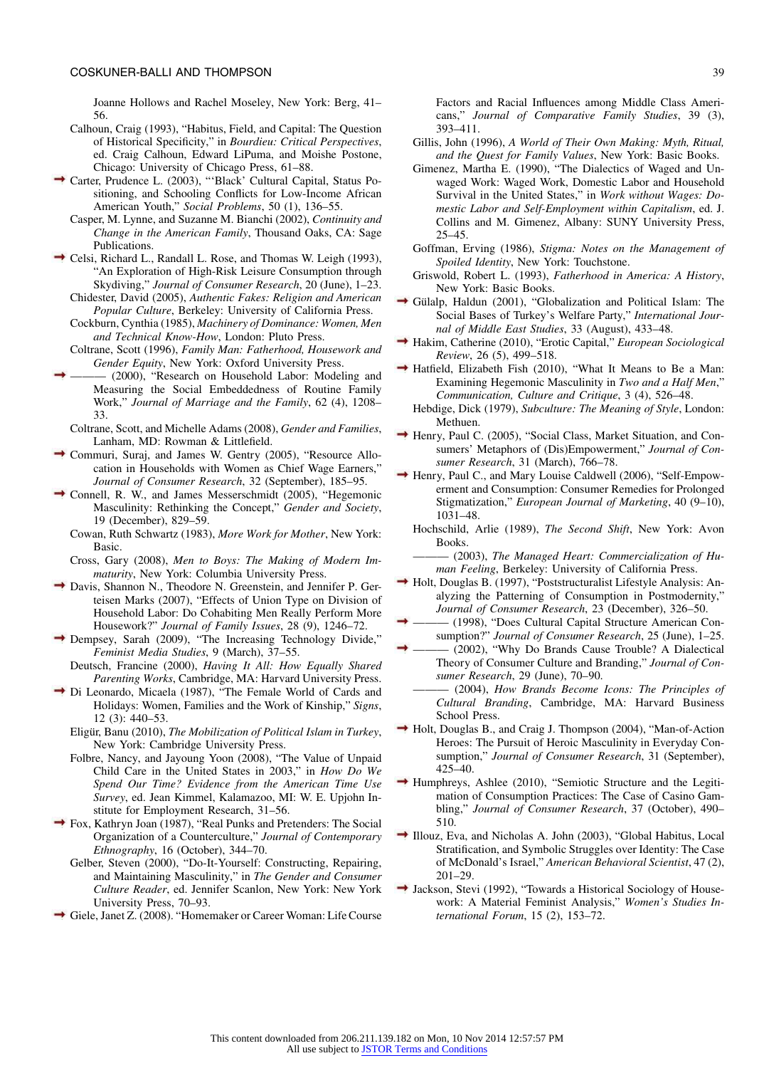Joanne Hollows and Rachel Moseley, New York: Berg, 41–56.

Calhoun, Craig (1993), "Habitus, Field, and Capital: The Question of Historical Specificity," in *Bourdieu: Critical Perspectives*, ed. Craig Calhoun, Edward LiPuma, and Moishe Postone, Chicago: University of Chicago Press, 61–88.

Carter, Prudence L. (2003), "'Black' Cultural Capital, Status Positioning, and Schooling Conflicts for Low-Income African American Youth," *Social Problems*, 50 (1), 136–55.

Casper, M. Lynne, and Suzanne M. Bianchi (2002), *Continuity and Change in the American Family*, Thousand Oaks, CA: Sage Publications.

Celsi, Richard L., Randall L. Rose, and Thomas W. Leigh (1993), "An Exploration of High-Risk Leisure Consumption through Skydiving," *Journal of Consumer Research*, 20 (June), 1–23.

Chidester, David (2005), *Authentic Fakes: Religion and American Popular Culture*, Berkeley: University of California Press.

Cockburn, Cynthia (1985), *Machinery of Dominance: Women, Men and Technical Know-How*, London: Pluto Press.

Coltrane, Scott (1996), *Family Man: Fatherhood, Housework and Gender Equity*, New York: Oxford University Press.

——— (2000), "Research on Household Labor: Modeling and Measuring the Social Embeddedness of Routine Family Work," *Journal of Marriage and the Family*, 62 (4), 1208–33.

Coltrane, Scott, and Michelle Adams (2008), *Gender and Families*, Lanham, MD: Rowman & Littlefield.

Commuri, Suraj, and James W. Gentry (2005), "Resource Allocation in Households with Women as Chief Wage Earners," *Journal of Consumer Research*, 32 (September), 185–95.

Connell, R. W., and James Messerschmidt (2005), "Hegemonic Masculinity: Rethinking the Concept," *Gender and Society*, 19 (December), 829–59.

Cowan, Ruth Schwartz (1983), *More Work for Mother*, New York: Basic.

Cross, Gary (2008), *Men to Boys: The Making of Modern Immaturity*, New York: Columbia University Press.

Davis, Shannon N., Theodore N. Greenstein, and Jennifer P. Gerteisen Marks (2007), "Effects of Union Type on Division of Household Labor: Do Cohabiting Men Really Perform More Housework?" *Journal of Family Issues*, 28 (9), 1246–72.

Dempsey, Sarah (2009), "The Increasing Technology Divide," *Feminist Media Studies*, 9 (March), 37–55.

Deutsch, Francine (2000), *Having It All: How Equally Shared Parenting Works*, Cambridge, MA: Harvard University Press.

Di Leonardo, Micaela (1987), "The Female World of Cards and Holidays: Women, Families and the Work of Kinship," *Signs*, 12 (3): 440–53.

Eligür, Banu (2010), *The Mobilization of Political Islam in Turkey*, New York: Cambridge University Press.

Folbre, Nancy, and Jayoung Yoon (2008), "The Value of Unpaid Child Care in the United States in 2003," in *How Do We Spend Our Time? Evidence from the American Time Use Survey*, ed. Jean Kimmel, Kalamazoo, MI: W. E. Upjohn Institute for Employment Research, 31–56.

Fox, Kathryn Joan (1987), "Real Punks and Pretenders: The Social Organization of a Counterculture," *Journal of Contemporary Ethnography*, 16 (October), 344–70.

Gelber, Steven (2000), "Do-It-Yourself: Constructing, Repairing, and Maintaining Masculinity," in *The Gender and Consumer Culture Reader*, ed. Jennifer Scanlon, New York: New York University Press, 70–93.

Giele, Janet Z. (2008). "Homemaker or Career Woman: Life Course Factors and Racial Influences among Middle Class Americans," *Journal of Comparative Family Studies*, 39 (3), 393–411.

Gillis, John (1996), *A World of Their Own Making: Myth, Ritual, and the Quest for Family Values*, New York: Basic Books.

Gimenez, Martha E. (1990), "The Dialectics of Waged and Unwaged Work: Waged Work, Domestic Labor and Household Survival in the United States," in *Work without Wages: Domestic Labor and Self-Employment within Capitalism*, ed. J. Collins and M. Gimenez, Albany: SUNY University Press, 25–45.

Goffman, Erving (1986), *Stigma: Notes on the Management of Spoiled Identity*, New York: Touchstone.

Griswold, Robert L. (1993), *Fatherhood in America: A History*, New York: Basic Books.

Gülalp, Haldun (2001), "Globalization and Political Islam: The Social Bases of Turkey's Welfare Party," *International Journal of Middle East Studies*, 33 (August), 433–48.

Hakim, Catherine (2010), "Erotic Capital," *European Sociological Review*, 26 (5), 499–518.

Hatfield, Elizabeth Fish (2010), "What It Means to Be a Man: Examining Hegemonic Masculinity in *Two and a Half Men*," *Communication, Culture and Critique*, 3 (4), 526–48.

Hebdige, Dick (1979), *Subculture: The Meaning of Style*, London: Methuen.

Henry, Paul C. (2005), "Social Class, Market Situation, and Consumers' Metaphors of (Dis)Empowerment," *Journal of Consumer Research*, 31 (March), 766–78.

Henry, Paul C., and Mary Louise Caldwell (2006), "Self-Empowerment and Consumption: Consumer Remedies for Prolonged Stigmatization," *European Journal of Marketing*, 40 (9–10), 1031–48.

Hochschild, Arlie (1989), *The Second Shift*, New York: Avon Books.

——— (2003), *The Managed Heart: Commercialization of Human Feeling*, Berkeley: University of California Press.

Holt, Douglas B. (1997), "Poststructuralist Lifestyle Analysis: Analyzing the Patterning of Consumption in Postmodernity," *Journal of Consumer Research*, 23 (December), 326–50.

——— (1998), "Does Cultural Capital Structure American Consumption?" *Journal of Consumer Research*, 25 (June), 1–25.

——— (2002), "Why Do Brands Cause Trouble? A Dialectical Theory of Consumer Culture and Branding," *Journal of Consumer Research*, 29 (June), 70–90.

——— (2004), *How Brands Become Icons: The Principles of Cultural Branding*, Cambridge, MA: Harvard Business School Press.

Holt, Douglas B., and Craig J. Thompson (2004), "Man-of-Action Heroes: The Pursuit of Heroic Masculinity in Everyday Consumption," *Journal of Consumer Research*, 31 (September), 425–40.

Humphreys, Ashlee (2010), "Semiotic Structure and the Legitimation of Consumption Practices: The Case of Casino Gambling," *Journal of Consumer Research*, 37 (October), 490–510.

Illouz, Eva, and Nicholas A. John (2003), "Global Habitus, Local Stratification, and Symbolic Struggles over Identity: The Case of McDonald's Israel," *American Behavioral Scientist*, 47 (2), 201–29.

Jackson, Stevi (1992), "Towards a Historical Sociology of Housework: A Material Feminist Analysis," *Women's Studies International Forum*, 15 (2), 153–72.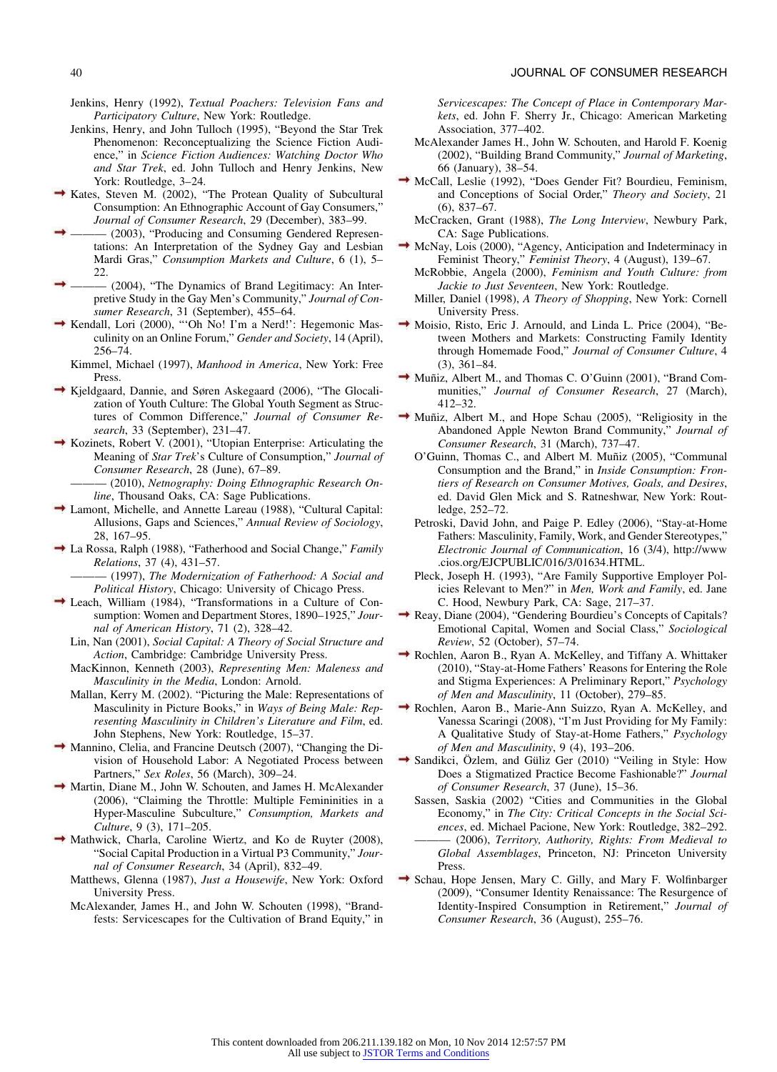Jenkins, Henry (1992), *Textual Poachers: Television Fans and Participatory Culture*, New York: Routledge.

Jenkins, Henry, and John Tulloch (1995), "Beyond the Star Trek Phenomenon: Reconceptualizing the Science Fiction Audience," in *Science Fiction Audiences: Watching Doctor Who and Star Trek*, ed. John Tulloch and Henry Jenkins, New York: Routledge, 3–24.

Kates, Steven M. (2002), "The Protean Quality of Subcultural Consumption: An Ethnographic Account of Gay Consumers," *Journal of Consumer Research*, 29 (December), 383–99.

——— (2003), "Producing and Consuming Gendered Representations: An Interpretation of the Sydney Gay and Lesbian Mardi Gras," *Consumption Markets and Culture*, 6 (1), 5–22.

——— (2004), "The Dynamics of Brand Legitimacy: An Interpretive Study in the Gay Men's Community," *Journal of Consumer Research*, 31 (September), 455–64.

Kendall, Lori (2000), "'Oh No! I'm a Nerd!': Hegemonic Masculinity on an Online Forum," *Gender and Society*, 14 (April), 256–74.

Kimmel, Michael (1997), *Manhood in America*, New York: Free Press.

Kjeldgaard, Dannie, and Søren Askegaard (2006), "The Glocalization of Youth Culture: The Global Youth Segment as Structures of Common Difference," *Journal of Consumer Research*, 33 (September), 231–47.

Kozinets, Robert V. (2001), "Utopian Enterprise: Articulating the Meaning of *Star Trek*'s Culture of Consumption," *Journal of Consumer Research*, 28 (June), 67–89.

——— (2010), *Netnography: Doing Ethnographic Research Online*, Thousand Oaks, CA: Sage Publications.

Lamont, Michelle, and Annette Lareau (1988), "Cultural Capital: Allusions, Gaps and Sciences," *Annual Review of Sociology*, 28, 167–95.

La Rossa, Ralph (1988), "Fatherhood and Social Change," *Family Relations*, 37 (4), 431–57.

——— (1997), *The Modernization of Fatherhood: A Social and Political History*, Chicago: University of Chicago Press.

Leach, William (1984), "Transformations in a Culture of Consumption: Women and Department Stores, 1890–1925," *Journal of American History*, 71 (2), 328–42.

Lin, Nan (2001), *Social Capital: A Theory of Social Structure and Action*, Cambridge: Cambridge University Press.

MacKinnon, Kenneth (2003), *Representing Men: Maleness and Masculinity in the Media*, London: Arnold.

Mallan, Kerry M. (2002). "Picturing the Male: Representations of Masculinity in Picture Books," in *Ways of Being Male: Representing Masculinity in Children's Literature and Film*, ed. John Stephens, New York: Routledge, 15–37.

Mannino, Clelia, and Francine Deutsch (2007), "Changing the Division of Household Labor: A Negotiated Process between Partners," *Sex Roles*, 56 (March), 309–24.

Martin, Diane M., John W. Schouten, and James H. McAlexander (2006), "Claiming the Throttle: Multiple Femininities in a Hyper-Masculine Subculture," *Consumption, Markets and Culture*, 9 (3), 171–205.

Mathwick, Charla, Caroline Wiertz, and Ko de Ruyter (2008), "Social Capital Production in a Virtual P3 Community," *Journal of Consumer Research*, 34 (April), 832–49.

Matthews, Glenna (1987), *Just a Housewife*, New York: Oxford University Press.

McAlexander, James H., and John W. Schouten (1998), "Brandfests: Servicescapes for the Cultivation of Brand Equity," in *Servicescapes: The Concept of Place in Contemporary Markets*, ed. John F. Sherry Jr., Chicago: American Marketing Association, 377–402.

McAlexander James H., John W. Schouten, and Harold F. Koenig (2002), "Building Brand Community," *Journal of Marketing*, 66 (January), 38–54.

McCall, Leslie (1992), "Does Gender Fit? Bourdieu, Feminism, and Conceptions of Social Order," *Theory and Society*, 21 (6), 837–67.

McCracken, Grant (1988), *The Long Interview*, Newbury Park, CA: Sage Publications.

McNay, Lois (2000), "Agency, Anticipation and Indeterminacy in Feminist Theory," *Feminist Theory*, 4 (August), 139–67.

McRobbie, Angela (2000), *Feminism and Youth Culture: from Jackie to Just Seventeen*, New York: Routledge.

Miller, Daniel (1998), *A Theory of Shopping*, New York: Cornell University Press.

Moisio, Risto, Eric J. Arnould, and Linda L. Price (2004), "Between Mothers and Markets: Constructing Family Identity through Homemade Food," *Journal of Consumer Culture*, 4 (3), 361–84.

Muñiz, Albert M., and Thomas C. O'Guinn (2001), "Brand Communities," *Journal of Consumer Research*, 27 (March), 412–32.

Muñiz, Albert M., and Hope Schau (2005), "Religiosity in the Abandoned Apple Newton Brand Community," *Journal of Consumer Research*, 31 (March), 737–47.

O'Guinn, Thomas C., and Albert M. Muñiz (2005), "Communal Consumption and the Brand," in *Inside Consumption: Frontiers of Research on Consumer Motives, Goals, and Desires*, ed. David Glen Mick and S. Ratneshwar, New York: Routledge, 252–72.

Petroski, David John, and Paige P. Edley (2006), "Stay-at-Home Fathers: Masculinity, Family, Work, and Gender Stereotypes," *Electronic Journal of Communication*, 16 (3/4), http://www.cios.org/EJCPUBLIC/016/3/01634.HTML.

Pleck, Joseph H. (1993), "Are Family Supportive Employer Policies Relevant to Men?" in *Men, Work and Family*, ed. Jane C. Hood, Newbury Park, CA: Sage, 217–37.

Reay, Diane (2004), "Gendering Bourdieu's Concepts of Capitals? Emotional Capital, Women and Social Class," *Sociological Review*, 52 (October), 57–74.

Rochlen, Aaron B., Ryan A. McKelley, and Tiffany A. Whittaker (2010), "Stay-at-Home Fathers' Reasons for Entering the Role and Stigma Experiences: A Preliminary Report," *Psychology of Men and Masculinity*, 11 (October), 279–85.

Rochlen, Aaron B., Marie-Ann Suizzo, Ryan A. McKelley, and Vanessa Scaringi (2008), "I'm Just Providing for My Family: A Qualitative Study of Stay-at-Home Fathers," *Psychology of Men and Masculinity*, 9 (4), 193–206.

Sandikci, Özlem, and Güliz Ger (2010) "Veiling in Style: How Does a Stigmatized Practice Become Fashionable?" *Journal of Consumer Research*, 37 (June), 15–36.

Sassen, Saskia (2002) "Cities and Communities in the Global Economy," in *The City: Critical Concepts in the Social Sciences*, ed. Michael Pacione, New York: Routledge, 382–292.

——— (2006), *Territory, Authority, Rights: From Medieval to Global Assemblages*, Princeton, NJ: Princeton University Press.

Schau, Hope Jensen, Mary C. Gilly, and Mary F. Wolfinbarger (2009), "Consumer Identity Renaissance: The Resurgence of Identity-Inspired Consumption in Retirement," *Journal of Consumer Research*, 36 (August), 255–76.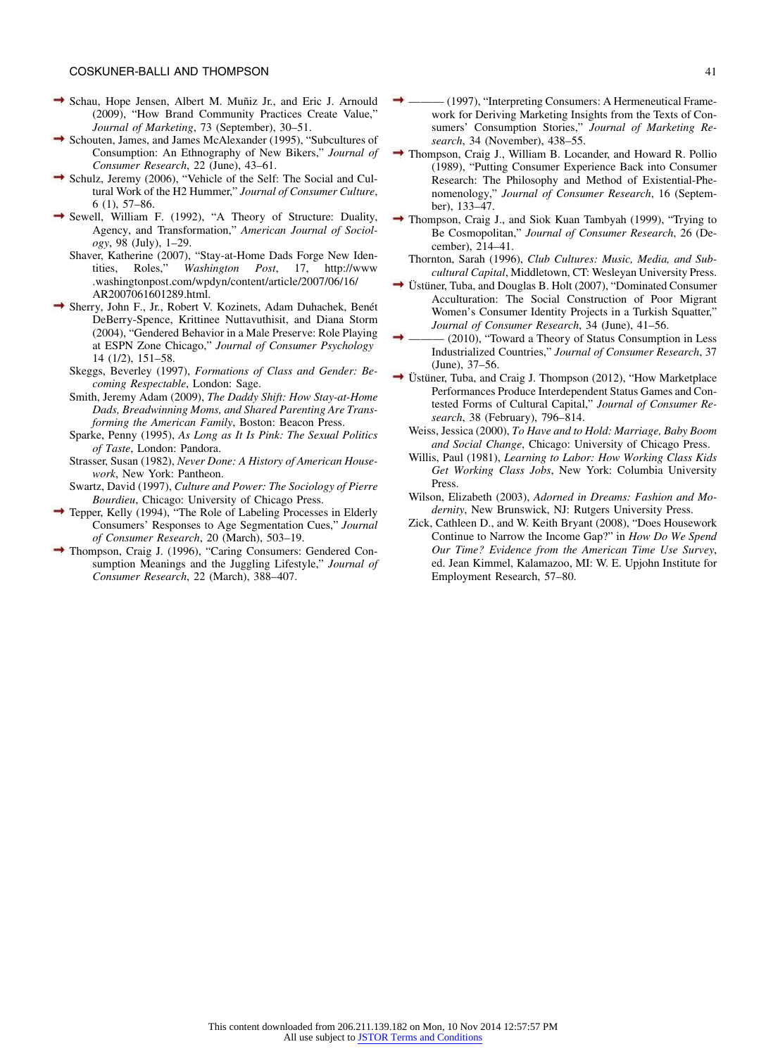Schau, Hope Jensen, Albert M. Muñiz Jr., and Eric J. Arnould (2009), "How Brand Community Practices Create Value," *Journal of Marketing*, 73 (September), 30–51.

Schouten, James, and James McAlexander (1995), "Subcultures of Consumption: An Ethnography of New Bikers," *Journal of Consumer Research*, 22 (June), 43–61.

Schulz, Jeremy (2006), "Vehicle of the Self: The Social and Cultural Work of the H2 Hummer," *Journal of Consumer Culture*, 6 (1), 57–86.

Sewell, William F. (1992), "A Theory of Structure: Duality, Agency, and Transformation," *American Journal of Sociology*, 98 (July), 1–29.

Shaver, Katherine (2007), "Stay-at-Home Dads Forge New Identities, Roles," *Washington Post*, 17, http://www.washingtonpost.com/wpdyn/content/article/2007/06/16/AR2007061601289.html.

Sherry, John F., Jr., Robert V. Kozinets, Adam Duhachek, Benét DeBerry-Spence, Krittinee Nuttavuthisit, and Diana Storm (2004), "Gendered Behavior in a Male Preserve: Role Playing at ESPN Zone Chicago," *Journal of Consumer Psychology* 14 (1/2), 151–58.

Skeggs, Beverley (1997), *Formations of Class and Gender: Becoming Respectable*, London: Sage.

Smith, Jeremy Adam (2009), *The Daddy Shift: How Stay-at-Home Dads, Breadwinning Moms, and Shared Parenting Are Transforming the American Family*, Boston: Beacon Press.

Sparke, Penny (1995), *As Long as It Is Pink: The Sexual Politics of Taste*, London: Pandora.

Strasser, Susan (1982), *Never Done: A History of American Housework*, New York: Pantheon.

Swartz, David (1997), *Culture and Power: The Sociology of Pierre Bourdieu*, Chicago: University of Chicago Press.

Tepper, Kelly (1994), "The Role of Labeling Processes in Elderly Consumers' Responses to Age Segmentation Cues," *Journal of Consumer Research*, 20 (March), 503–19.

Thompson, Craig J. (1996), "Caring Consumers: Gendered Consumption Meanings and the Juggling Lifestyle," *Journal of Consumer Research*, 22 (March), 388–407.

——— (1997), "Interpreting Consumers: A Hermeneutical Framework for Deriving Marketing Insights from the Texts of Consumers' Consumption Stories," *Journal of Marketing Research*, 34 (November), 438–55.

Thompson, Craig J., William B. Locander, and Howard R. Pollio (1989), "Putting Consumer Experience Back into Consumer Research: The Philosophy and Method of Existential-Phenomenology," *Journal of Consumer Research*, 16 (September), 133–47.

Thompson, Craig J., and Siok Kuan Tambyah (1999), "Trying to Be Cosmopolitan," *Journal of Consumer Research*, 26 (December), 214–41.

Thornton, Sarah (1996), *Club Cultures: Music, Media, and Subcultural Capital*, Middletown, CT: Wesleyan University Press.

Üstüner, Tuba, and Douglas B. Holt (2007), "Dominated Consumer Acculturation: The Social Construction of Poor Migrant Women's Consumer Identity Projects in a Turkish Squatter," *Journal of Consumer Research*, 34 (June), 41–56.

——— (2010), "Toward a Theory of Status Consumption in Less Industrialized Countries," *Journal of Consumer Research*, 37 (June), 37–56.

Üstüner, Tuba, and Craig J. Thompson (2012), "How Marketplace Performances Produce Interdependent Status Games and Contested Forms of Cultural Capital," *Journal of Consumer Research*, 38 (February), 796–814.

Weiss, Jessica (2000), *To Have and to Hold: Marriage, Baby Boom and Social Change*, Chicago: University of Chicago Press.

Willis, Paul (1981), *Learning to Labor: How Working Class Kids Get Working Class Jobs*, New York: Columbia University Press.

Wilson, Elizabeth (2003), *Adorned in Dreams: Fashion and Modernity*, New Brunswick, NJ: Rutgers University Press.

Zick, Cathleen D., and W. Keith Bryant (2008), "Does Housework Continue to Narrow the Income Gap?" in *How Do We Spend Our Time? Evidence from the American Time Use Survey*, ed. Jean Kimmel, Kalamazoo, MI: W. E. Upjohn Institute for Employment Research, 57–80.